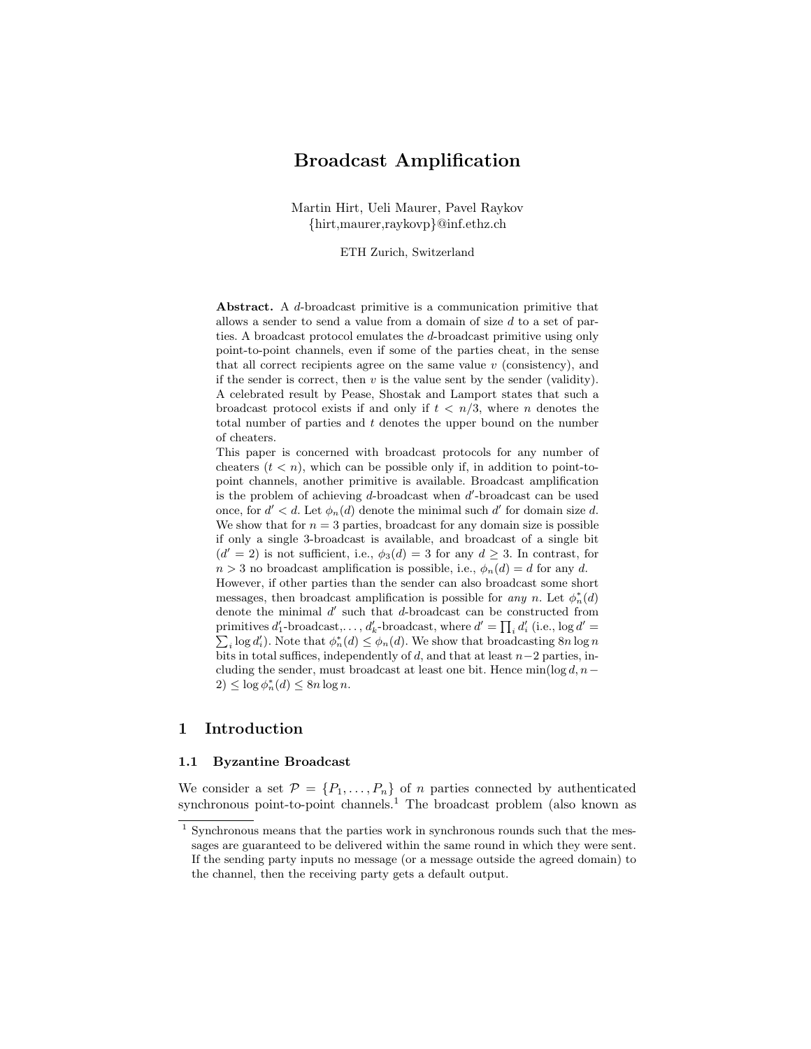# Broadcast Amplification

Martin Hirt, Ueli Maurer, Pavel Raykov
{hirt,maurer,raykovp}@inf.ethz.ch

ETH Zurich, Switzerland

**Abstract.** A $d$-broadcast primitive is a communication primitive that allows a sender to send a value from a domain of size $d$ to a set of parties. A broadcast protocol emulates the $d$-broadcast primitive using only point-to-point channels, even if some of the parties cheat, in the sense that all correct recipients agree on the same value $v$ (consistency), and if the sender is correct, then $v$ is the value sent by the sender (validity). A celebrated result by Pease, Shostak and Lamport states that such a broadcast protocol exists if and only if $t < n/3$, where $n$ denotes the total number of parties and $t$ denotes the upper bound on the number of cheaters.

This paper is concerned with broadcast protocols for any number of cheaters ($t < n$), which can be possible only if, in addition to point-to-point channels, another primitive is available. Broadcast amplification is the problem of achieving $d$-broadcast when $d'$-broadcast can be used once, for $d' < d$. Let $\phi_n(d)$ denote the minimal such $d'$ for domain size $d$. We show that for $n = 3$ parties, broadcast for any domain size is possible if only a single 3-broadcast is available, and broadcast of a single bit ($d' = 2$) is not sufficient, i.e., $\phi_3(d) = 3$ for any $d \geq 3$. In contrast, for $n > 3$ no broadcast amplification is possible, i.e., $\phi_n(d) = d$ for any $d$.

However, if other parties than the sender can also broadcast some short messages, then broadcast amplification is possible for *any* $n$. Let $\phi^*_n(d)$ denote the minimal $d'$ such that $d$-broadcast can be constructed from primitives $d'_1$-broadcast,..., $d'_k$-broadcast, where $d' = \prod_i d'_i$ (i.e., $\log d' = \sum_i \log d'_i$). Note that $\phi^*_n(d) \leq \phi_n(d)$. We show that broadcasting $8n \log n$ bits in total suffices, independently of $d$, and that at least $n-2$ parties, including the sender, must broadcast at least one bit. Hence $\min(\log d, n-2) \leq \log \phi^*_n(d) \leq 8n \log n$.

## 1 Introduction

### 1.1 Byzantine Broadcast

We consider a set $\mathcal{P} = \{P_1, \ldots, P_n\}$ of $n$ parties connected by authenticated synchronous point-to-point channels.[1] The broadcast problem (also known as

[1] Synchronous means that the parties work in synchronous rounds such that the messages are guaranteed to be delivered within the same round in which they were sent. If the sending party inputs no message (or a message outside the agreed domain) to the channel, then the receiving party gets a default output.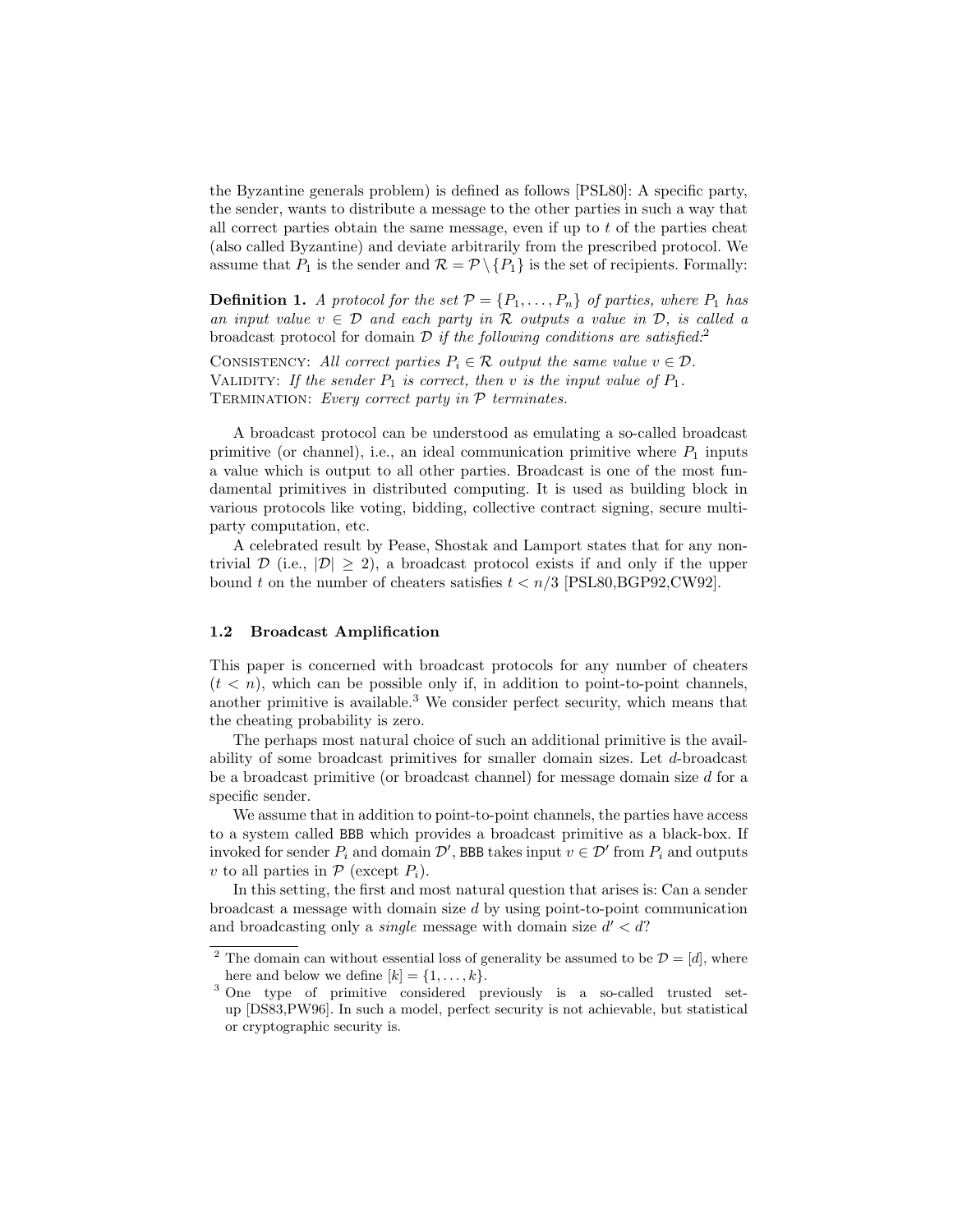the Byzantine generals problem) is defined as follows [PSL80]: A specific party, the sender, wants to distribute a message to the other parties in such a way that all correct parties obtain the same message, even if up to $t$ of the parties cheat (also called Byzantine) and deviate arbitrarily from the prescribed protocol. We assume that $P_1$ is the sender and $\mathcal{R} = \mathcal{P} \setminus \{P_1\}$ is the set of recipients. Formally:

**Definition 1.** *A protocol for the set $\mathcal{P} = \{P_1, \ldots, P_n\}$ of parties, where $P_1$ has an input value $v \in \mathcal{D}$ and each party in $\mathcal{R}$ outputs a value in $\mathcal{D}$, is called a* broadcast protocol for domain $\mathcal{D}$ *if the following conditions are satisfied:*[2]

CONSISTENCY: *All correct parties $P_i \in \mathcal{R}$ output the same value $v \in \mathcal{D}$.*
VALIDITY: *If the sender $P_1$ is correct, then $v$ is the input value of $P_1$.*
TERMINATION: *Every correct party in $\mathcal{P}$ terminates.*

A broadcast protocol can be understood as emulating a so-called broadcast primitive (or channel), i.e., an ideal communication primitive where $P_1$ inputs a value which is output to all other parties. Broadcast is one of the most fundamental primitives in distributed computing. It is used as building block in various protocols like voting, bidding, collective contract signing, secure multiparty computation, etc.

A celebrated result by Pease, Shostak and Lamport states that for any nontrivial $\mathcal{D}$ (i.e., $|\mathcal{D}| \geq 2$), a broadcast protocol exists if and only if the upper bound $t$ on the number of cheaters satisfies $t < n/3$ [PSL80,BGP92,CW92].

### 1.2 Broadcast Amplification

This paper is concerned with broadcast protocols for any number of cheaters ($t < n$), which can be possible only if, in addition to point-to-point channels, another primitive is available.[3] We consider perfect security, which means that the cheating probability is zero.

The perhaps most natural choice of such an additional primitive is the availability of some broadcast primitives for smaller domain sizes. Let $d$-broadcast be a broadcast primitive (or broadcast channel) for message domain size $d$ for a specific sender.

We assume that in addition to point-to-point channels, the parties have access to a system called `BBB` which provides a broadcast primitive as a black-box. If invoked for sender $P_i$ and domain $\mathcal{D}'$, `BBB` takes input $v \in \mathcal{D}'$ from $P_i$ and outputs $v$ to all parties in $\mathcal{P}$ (except $P_i$).

In this setting, the first and most natural question that arises is: Can a sender broadcast a message with domain size $d$ by using point-to-point communication and broadcasting only a *single* message with domain size $d' < d$?

[2] The domain can without essential loss of generality be assumed to be $\mathcal{D} = [d]$, where here and below we define $[k] = \{1, \ldots, k\}$.

[3] One type of primitive considered previously is a so-called trusted setup [DS83,PW96]. In such a model, perfect security is not achievable, but statistical or cryptographic security is.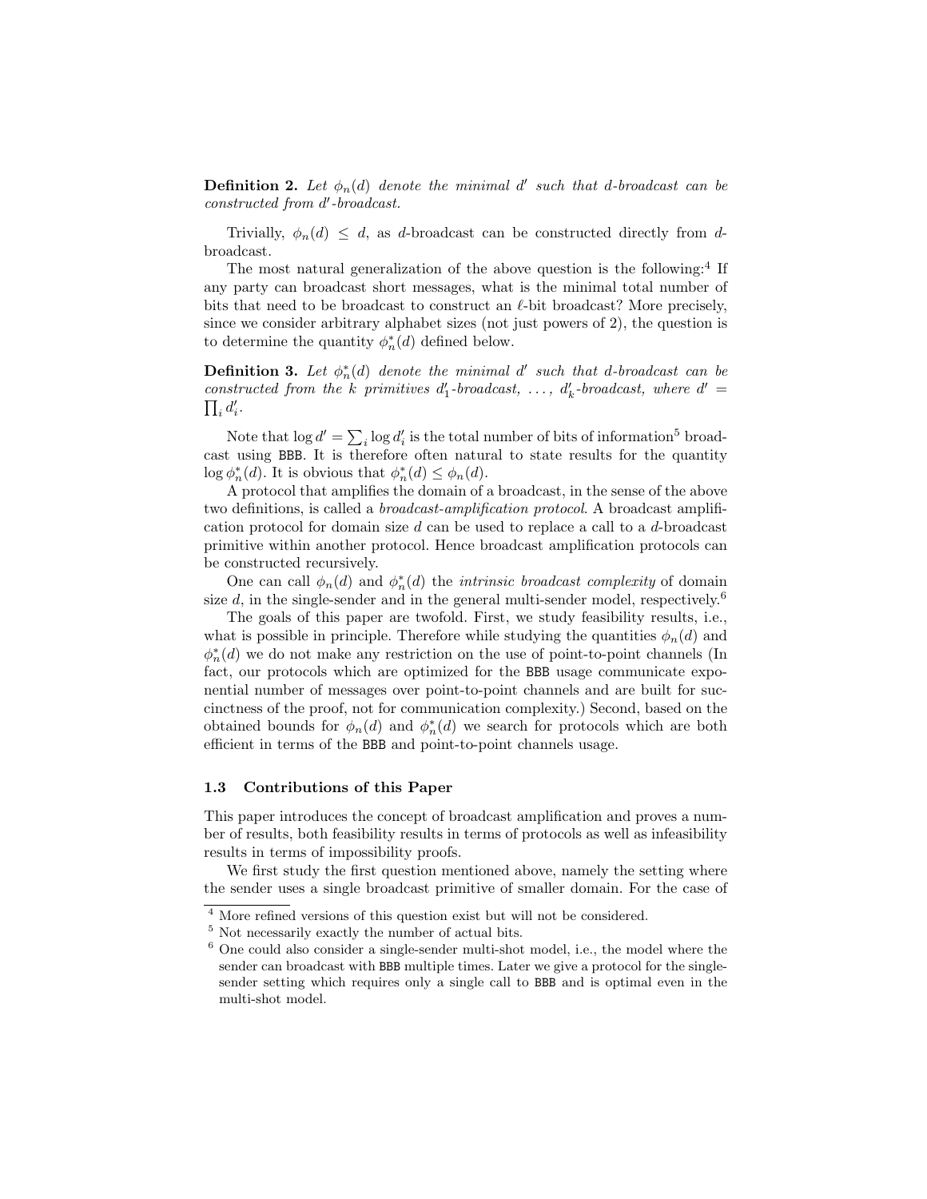**Definition 2.** *Let $\phi_n(d)$ denote the minimal $d'$ such that $d$-broadcast can be constructed from $d'$-broadcast.*

Trivially, $\phi_n(d) \leq d$, as $d$-broadcast can be constructed directly from $d$-broadcast.

The most natural generalization of the above question is the following:[4] If any party can broadcast short messages, what is the minimal total number of bits that need to be broadcast to construct an $\ell$-bit broadcast? More precisely, since we consider arbitrary alphabet sizes (not just powers of 2), the question is to determine the quantity $\phi_n^*(d)$ defined below.

**Definition 3.** *Let $\phi_n^*(d)$ denote the minimal $d'$ such that $d$-broadcast can be constructed from the $k$ primitives $d'_1$-broadcast, $\ldots$, $d'_k$-broadcast, where $d' = \prod_i d'_i$.*

Note that $\log d' = \sum_i \log d'_i$ is the total number of bits of information[5] broadcast using BBB. It is therefore often natural to state results for the quantity $\log \phi_n^*(d)$. It is obvious that $\phi_n^*(d) \leq \phi_n(d)$.

A protocol that amplifies the domain of a broadcast, in the sense of the above two definitions, is called a *broadcast-amplification protocol*. A broadcast amplification protocol for domain size $d$ can be used to replace a call to a $d$-broadcast primitive within another protocol. Hence broadcast amplification protocols can be constructed recursively.

One can call $\phi_n(d)$ and $\phi_n^*(d)$ the *intrinsic broadcast complexity* of domain size $d$, in the single-sender and in the general multi-sender model, respectively.[6]

The goals of this paper are twofold. First, we study feasibility results, i.e., what is possible in principle. Therefore while studying the quantities $\phi_n(d)$ and $\phi_n^*(d)$ we do not make any restriction on the use of point-to-point channels (In fact, our protocols which are optimized for the BBB usage communicate exponential number of messages over point-to-point channels and are built for succinctness of the proof, not for communication complexity.) Second, based on the obtained bounds for $\phi_n(d)$ and $\phi_n^*(d)$ we search for protocols which are both efficient in terms of the BBB and point-to-point channels usage.

### 1.3 Contributions of this Paper

This paper introduces the concept of broadcast amplification and proves a number of results, both feasibility results in terms of protocols as well as infeasibility results in terms of impossibility proofs.

We first study the first question mentioned above, namely the setting where the sender uses a single broadcast primitive of smaller domain. For the case of

---

[4] More refined versions of this question exist but will not be considered.

[5] Not necessarily exactly the number of actual bits.

[6] One could also consider a single-sender multi-shot model, i.e., the model where the sender can broadcast with BBB multiple times. Later we give a protocol for the single-sender setting which requires only a single call to BBB and is optimal even in the multi-shot model.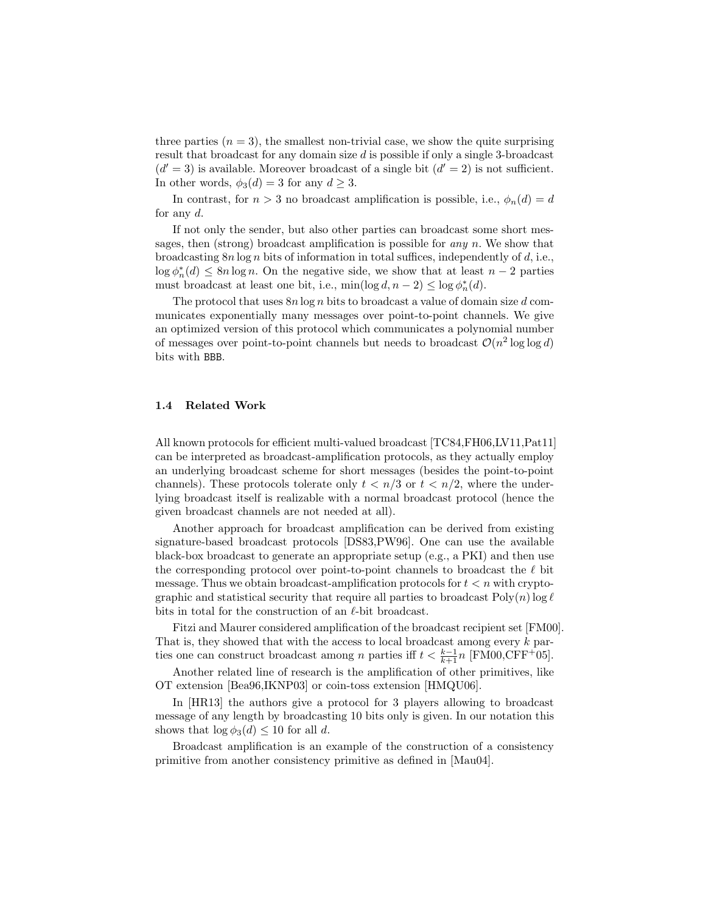three parties ($n = 3$), the smallest non-trivial case, we show the quite surprising result that broadcast for any domain size $d$ is possible if only a single 3-broadcast ($d' = 3$) is available. Moreover broadcast of a single bit ($d' = 2$) is not sufficient. In other words, $\phi_3(d) = 3$ for any $d \geq 3$.

In contrast, for $n > 3$ no broadcast amplification is possible, i.e., $\phi_n(d) = d$ for any $d$.

If not only the sender, but also other parties can broadcast some short messages, then (strong) broadcast amplification is possible for *any* $n$. We show that broadcasting $8n \log n$ bits of information in total suffices, independently of $d$, i.e., $\log \phi_n^*(d) \leq 8n \log n$. On the negative side, we show that at least $n - 2$ parties must broadcast at least one bit, i.e., $\min(\log d, n - 2) \leq \log \phi_n^*(d)$.

The protocol that uses $8n \log n$ bits to broadcast a value of domain size $d$ communicates exponentially many messages over point-to-point channels. We give an optimized version of this protocol which communicates a polynomial number of messages over point-to-point channels but needs to broadcast $\mathcal{O}(n^2 \log \log d)$ bits with BBB.

### 1.4 Related Work

All known protocols for efficient multi-valued broadcast [TC84,FH06,LV11,Pat11] can be interpreted as broadcast-amplification protocols, as they actually employ an underlying broadcast scheme for short messages (besides the point-to-point channels). These protocols tolerate only $t < n/3$ or $t < n/2$, where the underlying broadcast itself is realizable with a normal broadcast protocol (hence the given broadcast channels are not needed at all).

Another approach for broadcast amplification can be derived from existing signature-based broadcast protocols [DS83,PW96]. One can use the available black-box broadcast to generate an appropriate setup (e.g., a PKI) and then use the corresponding protocol over point-to-point channels to broadcast the $\ell$ bit message. Thus we obtain broadcast-amplification protocols for $t < n$ with cryptographic and statistical security that require all parties to broadcast $\text{Poly}(n) \log \ell$ bits in total for the construction of an $\ell$-bit broadcast.

Fitzi and Maurer considered amplification of the broadcast recipient set [FM00]. That is, they showed that with the access to local broadcast among every $k$ parties one can construct broadcast among $n$ parties iff $t < \frac{k-1}{k+1} n$ [FM00,CFF+05].

Another related line of research is the amplification of other primitives, like OT extension [Bea96,IKNP03] or coin-toss extension [HMQU06].

In [HR13] the authors give a protocol for 3 players allowing to broadcast message of any length by broadcasting 10 bits only is given. In our notation this shows that $\log \phi_3(d) \leq 10$ for all $d$.

Broadcast amplification is an example of the construction of a consistency primitive from another consistency primitive as defined in [Mau04].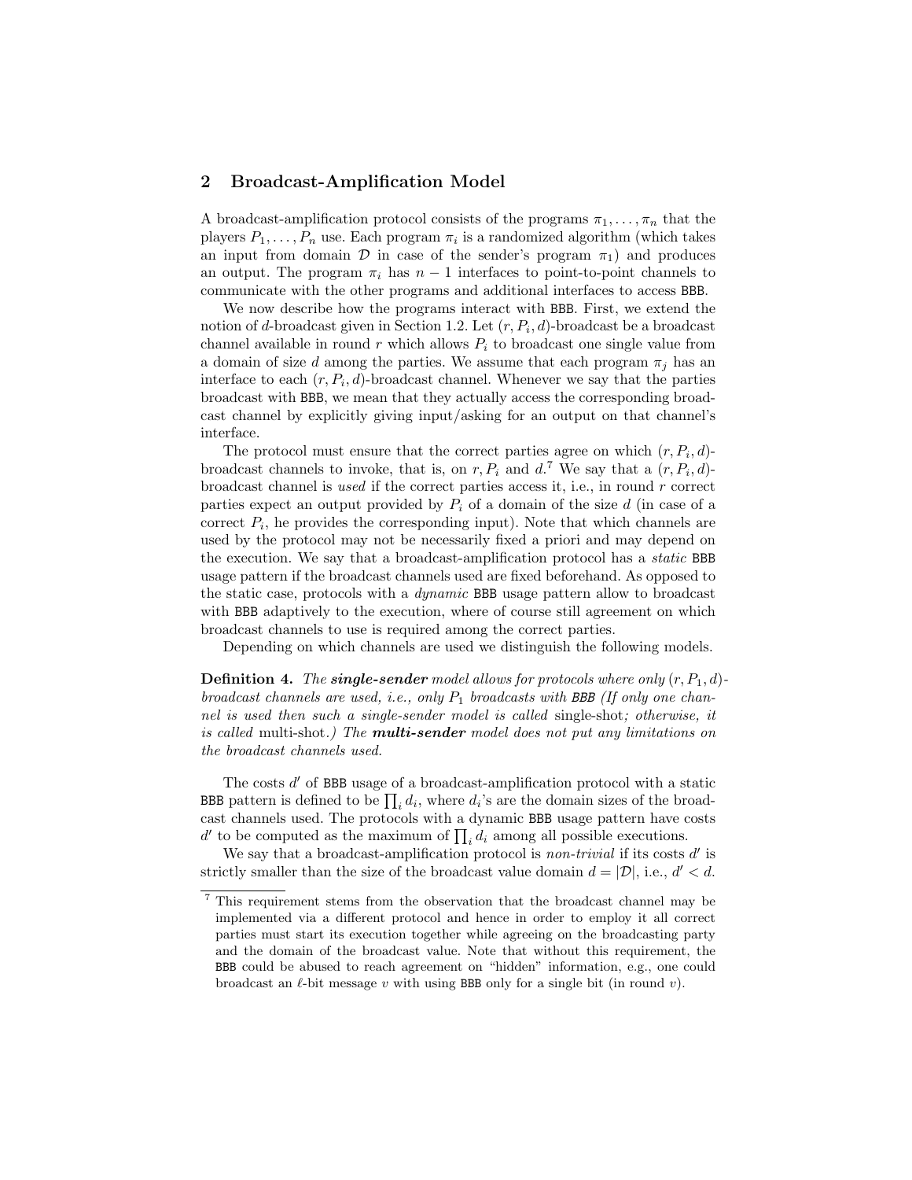## 2 Broadcast-Amplification Model

A broadcast-amplification protocol consists of the programs $\pi_1, \ldots, \pi_n$ that the players $P_1, \ldots, P_n$ use. Each program $\pi_i$ is a randomized algorithm (which takes an input from domain $\mathcal{D}$ in case of the sender's program $\pi_1$) and produces an output. The program $\pi_i$ has $n-1$ interfaces to point-to-point channels to communicate with the other programs and additional interfaces to access BBB.

We now describe how the programs interact with BBB. First, we extend the notion of $d$-broadcast given in Section 1.2. Let $(r, P_i, d)$-broadcast be a broadcast channel available in round $r$ which allows $P_i$ to broadcast one single value from a domain of size $d$ among the parties. We assume that each program $\pi_j$ has an interface to each $(r, P_i, d)$-broadcast channel. Whenever we say that the parties broadcast with BBB, we mean that they actually access the corresponding broadcast channel by explicitly giving input/asking for an output on that channel's interface.

The protocol must ensure that the correct parties agree on which $(r, P_i, d)$-broadcast channels to invoke, that is, on $r, P_i$ and $d$.[7] We say that a $(r, P_i, d)$-broadcast channel is *used* if the correct parties access it, i.e., in round $r$ correct parties expect an output provided by $P_i$ of a domain of the size $d$ (in case of a correct $P_i$, he provides the corresponding input). Note that which channels are used by the protocol may not be necessarily fixed a priori and may depend on the execution. We say that a broadcast-amplification protocol has a *static* BBB usage pattern if the broadcast channels used are fixed beforehand. As opposed to the static case, protocols with a *dynamic* BBB usage pattern allow to broadcast with BBB adaptively to the execution, where of course still agreement on which broadcast channels to use is required among the correct parties.

Depending on which channels are used we distinguish the following models.

**Definition 4.** *The* ***single-sender*** *model allows for protocols where only $(r, P_1, d)$-broadcast channels are used, i.e., only $P_1$ broadcasts with BBB (If only one channel is used then such a single-sender model is called* single-shot*; otherwise, it is called* multi-shot*.) The* ***multi-sender*** *model does not put any limitations on the broadcast channels used.*

The costs $d'$ of BBB usage of a broadcast-amplification protocol with a static BBB pattern is defined to be $\prod_i d_i$, where $d_i$'s are the domain sizes of the broadcast channels used. The protocols with a dynamic BBB usage pattern have costs $d'$ to be computed as the maximum of $\prod_i d_i$ among all possible executions.

We say that a broadcast-amplification protocol is *non-trivial* if its costs $d'$ is strictly smaller than the size of the broadcast value domain $d = |\mathcal{D}|$, i.e., $d' < d$.

---

[7] This requirement stems from the observation that the broadcast channel may be implemented via a different protocol and hence in order to employ it all correct parties must start its execution together while agreeing on the broadcasting party and the domain of the broadcast value. Note that without this requirement, the BBB could be abused to reach agreement on "hidden" information, e.g., one could broadcast an $\ell$-bit message $v$ with using BBB only for a single bit (in round $v$).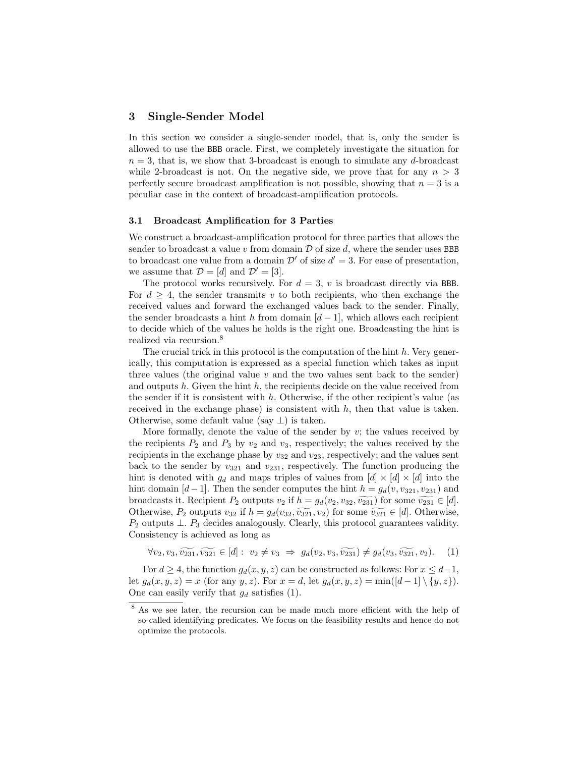## 3 Single-Sender Model

In this section we consider a single-sender model, that is, only the sender is allowed to use the BBB oracle. First, we completely investigate the situation for $n = 3$, that is, we show that 3-broadcast is enough to simulate any $d$-broadcast while 2-broadcast is not. On the negative side, we prove that for any $n > 3$ perfectly secure broadcast amplification is not possible, showing that $n = 3$ is a peculiar case in the context of broadcast-amplification protocols.

### 3.1 Broadcast Amplification for 3 Parties

We construct a broadcast-amplification protocol for three parties that allows the sender to broadcast a value $v$ from domain $\mathcal{D}$ of size $d$, where the sender uses BBB to broadcast one value from a domain $\mathcal{D}'$ of size $d' = 3$. For ease of presentation, we assume that $\mathcal{D} = [d]$ and $\mathcal{D}' = [3]$.

The protocol works recursively. For $d = 3$, $v$ is broadcast directly via BBB. For $d \geq 4$, the sender transmits $v$ to both recipients, who then exchange the received values and forward the exchanged values back to the sender. Finally, the sender broadcasts a hint $h$ from domain $[d-1]$, which allows each recipient to decide which of the values he holds is the right one. Broadcasting the hint is realized via recursion.[8]

The crucial trick in this protocol is the computation of the hint $h$. Very generically, this computation is expressed as a special function which takes as input three values (the original value $v$ and the two values sent back to the sender) and outputs $h$. Given the hint $h$, the recipients decide on the value received from the sender if it is consistent with $h$. Otherwise, if the other recipient's value (as received in the exchange phase) is consistent with $h$, then that value is taken. Otherwise, some default value (say $\perp$) is taken.

More formally, denote the value of the sender by $v$; the values received by the recipients $P_2$ and $P_3$ by $v_2$ and $v_3$, respectively; the values received by the recipients in the exchange phase by $v_{32}$ and $v_{23}$, respectively; and the values sent back to the sender by $v_{321}$ and $v_{231}$, respectively. The function producing the hint is denoted with $g_d$ and maps triples of values from $[d] \times [d] \times [d]$ into the hint domain $[d-1]$. Then the sender computes the hint $h = g_d(v, v_{321}, v_{231})$ and broadcasts it. Recipient $P_2$ outputs $v_2$ if $h = g_d(v_2, v_{32}, \widetilde{v_{231}})$ for some $\widetilde{v_{231}} \in [d]$. Otherwise, $P_2$ outputs $v_{32}$ if $h = g_d(v_{32}, \widetilde{v_{321}}, v_2)$ for some $\widetilde{v_{321}} \in [d]$. Otherwise, $P_2$ outputs $\perp$. $P_3$ decides analogously. Clearly, this protocol guarantees validity. Consistency is achieved as long as

$$\forall v_2, v_3, \widetilde{v_{231}}, \widetilde{v_{321}} \in [d] : \; v_2 \neq v_3 \;\Rightarrow\; g_d(v_2, v_3, \widetilde{v_{231}}) \neq g_d(v_3, \widetilde{v_{321}}, v_2). \quad (1)$$

For $d \geq 4$, the function $g_d(x, y, z)$ can be constructed as follows: For $x \leq d-1$, let $g_d(x, y, z) = x$ (for any $y, z$). For $x = d$, let $g_d(x, y, z) = \min([d-1] \setminus \{y, z\})$. One can easily verify that $g_d$ satisfies (1).

[8] As we see later, the recursion can be made much more efficient with the help of so-called identifying predicates. We focus on the feasibility results and hence do not optimize the protocols.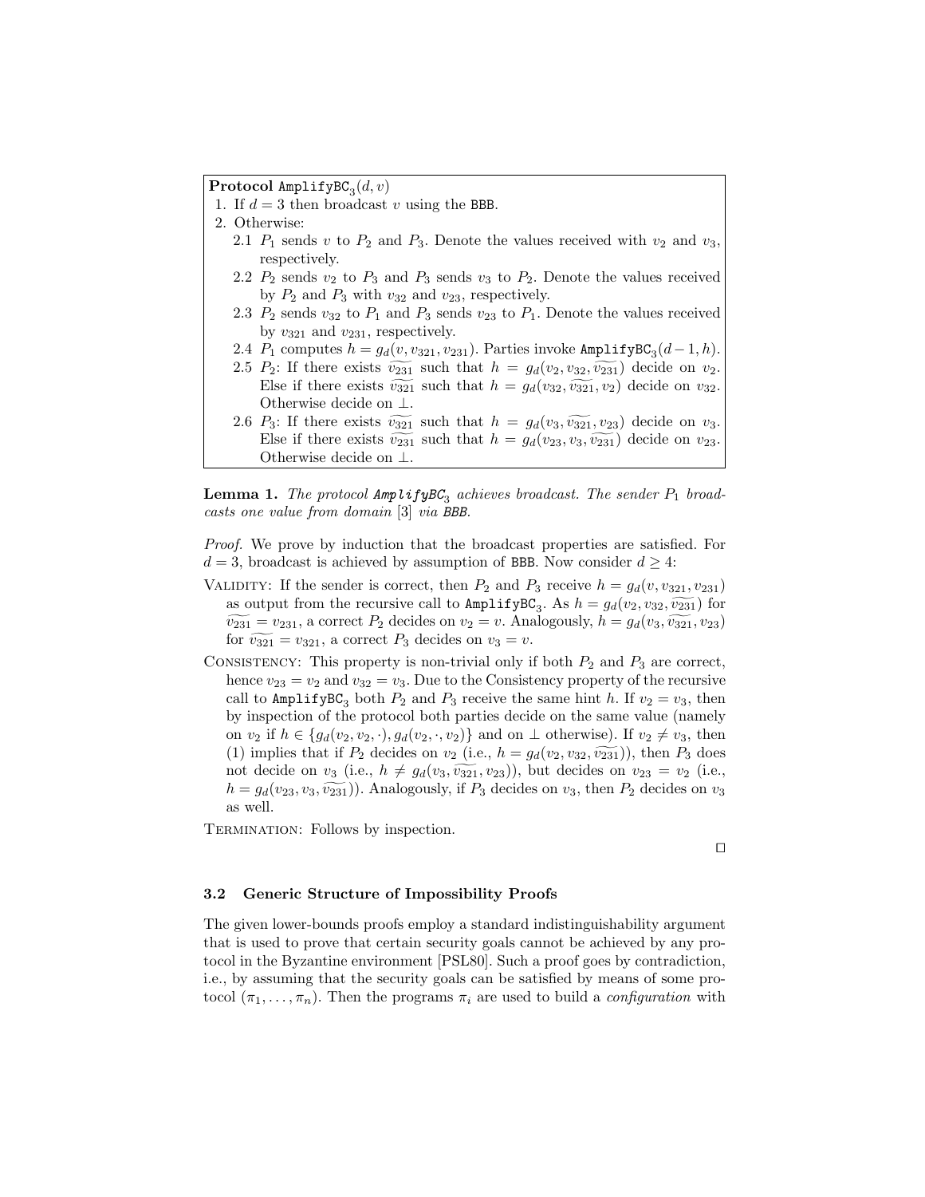**Protocol** $\texttt{AmplifyBC}_3(d, v)$

1. If $d = 3$ then broadcast $v$ using the BBB.
2. Otherwise:
   - 2.1 $P_1$ sends $v$ to $P_2$ and $P_3$. Denote the values received with $v_2$ and $v_3$, respectively.
   - 2.2 $P_2$ sends $v_2$ to $P_3$ and $P_3$ sends $v_3$ to $P_2$. Denote the values received by $P_2$ and $P_3$ with $v_{32}$ and $v_{23}$, respectively.
   - 2.3 $P_2$ sends $v_{32}$ to $P_1$ and $P_3$ sends $v_{23}$ to $P_1$. Denote the values received by $v_{321}$ and $v_{231}$, respectively.
   - 2.4 $P_1$ computes $h = g_d(v, v_{321}, v_{231})$. Parties invoke $\texttt{AmplifyBC}_3(d-1, h)$.
   - 2.5 $P_2$: If there exists $\widetilde{v_{231}}$ such that $h = g_d(v_2, v_{32}, \widetilde{v_{231}})$ decide on $v_2$. Else if there exists $\widetilde{v_{321}}$ such that $h = g_d(v_{32}, \widetilde{v_{321}}, v_2)$ decide on $v_{32}$. Otherwise decide on $\perp$.
   - 2.6 $P_3$: If there exists $\widetilde{v_{321}}$ such that $h = g_d(v_3, \widetilde{v_{321}}, v_{23})$ decide on $v_3$. Else if there exists $\widetilde{v_{231}}$ such that $h = g_d(v_{23}, v_3, \widetilde{v_{231}})$ decide on $v_{23}$. Otherwise decide on $\perp$.

**Lemma 1.** *The protocol $\mathit{AmplifyBC}_3$ achieves broadcast. The sender $P_1$ broadcasts one value from domain* [3] *via BBB.*

*Proof.* We prove by induction that the broadcast properties are satisfied. For $d = 3$, broadcast is achieved by assumption of BBB. Now consider $d \geq 4$:

Validity: If the sender is correct, then $P_2$ and $P_3$ receive $h = g_d(v, v_{321}, v_{231})$ as output from the recursive call to $\texttt{AmplifyBC}_3$. As $h = g_d(v_2, v_{32}, \widetilde{v_{231}})$ for $\widetilde{v_{231}} = v_{231}$, a correct $P_2$ decides on $v_2 = v$. Analogously, $h = g_d(v_3, \widetilde{v_{321}}, v_{23})$ for $\widetilde{v_{321}} = v_{321}$, a correct $P_3$ decides on $v_3 = v$.

Consistency: This property is non-trivial only if both $P_2$ and $P_3$ are correct, hence $v_{23} = v_2$ and $v_{32} = v_3$. Due to the Consistency property of the recursive call to $\texttt{AmplifyBC}_3$ both $P_2$ and $P_3$ receive the same hint $h$. If $v_2 = v_3$, then by inspection of the protocol both parties decide on the same value (namely on $v_2$ if $h \in \{g_d(v_2, v_2, \cdot), g_d(v_2, \cdot, v_2)\}$ and on $\perp$ otherwise). If $v_2 \neq v_3$, then (1) implies that if $P_2$ decides on $v_2$ (i.e., $h = g_d(v_2, v_{32}, \widetilde{v_{231}})$), then $P_3$ does not decide on $v_3$ (i.e., $h \neq g_d(v_3, \widetilde{v_{321}}, v_{23})$), but decides on $v_{23} = v_2$ (i.e., $h = g_d(v_{23}, v_3, \widetilde{v_{231}})$). Analogously, if $P_3$ decides on $v_3$, then $P_2$ decides on $v_3$ as well.

Termination: Follows by inspection.

□

### 3.2 Generic Structure of Impossibility Proofs

The given lower-bounds proofs employ a standard indistinguishability argument that is used to prove that certain security goals cannot be achieved by any protocol in the Byzantine environment [PSL80]. Such a proof goes by contradiction, i.e., by assuming that the security goals can be satisfied by means of some protocol $(\pi_1, \ldots, \pi_n)$. Then the programs $\pi_i$ are used to build a *configuration* with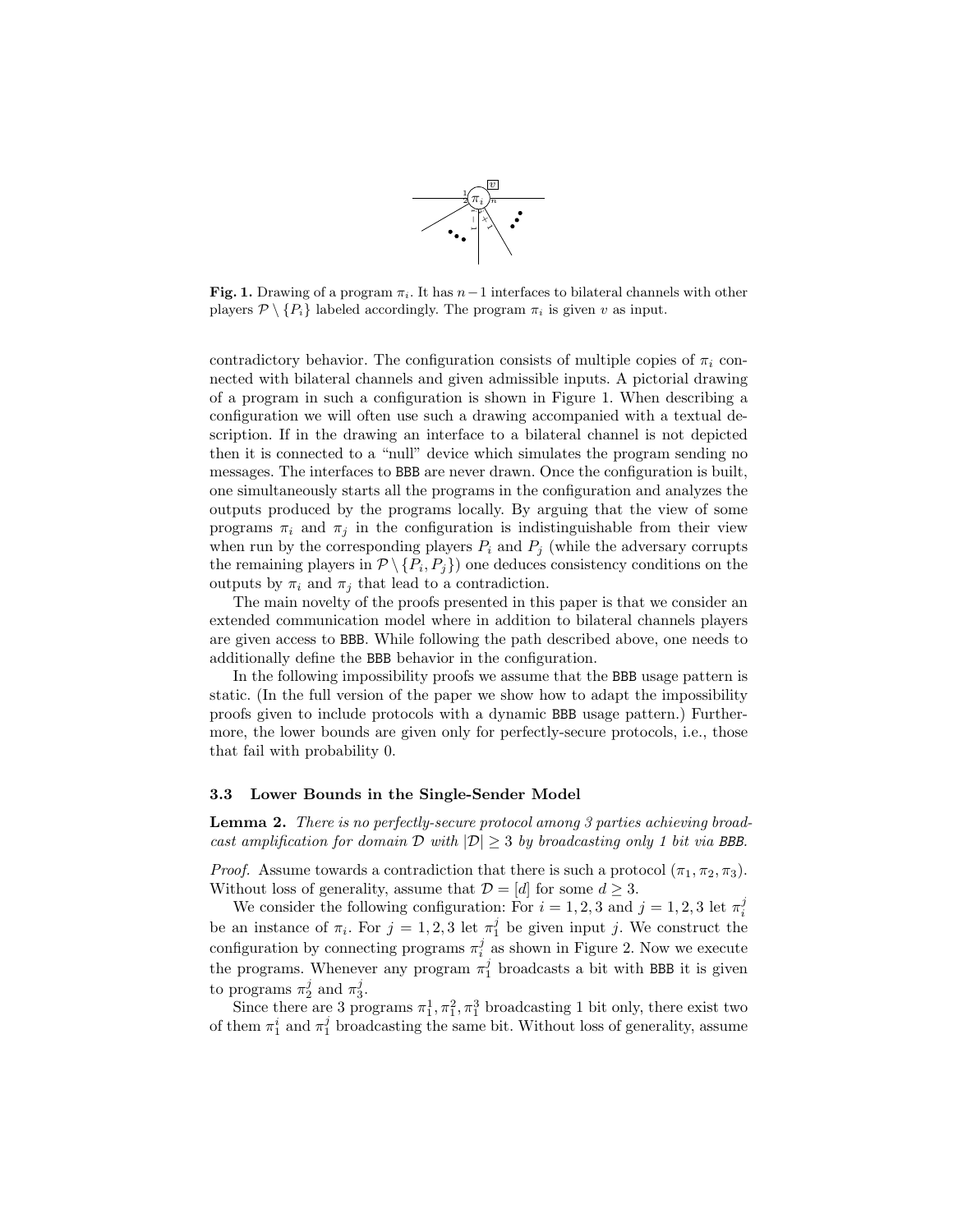**Fig. 1.** Drawing of a program $\pi_i$. It has $n-1$ interfaces to bilateral channels with other players $\mathcal{P} \setminus \{P_i\}$ labeled accordingly. The program $\pi_i$ is given $v$ as input.

contradictory behavior. The configuration consists of multiple copies of $\pi_i$ connected with bilateral channels and given admissible inputs. A pictorial drawing of a program in such a configuration is shown in Figure 1. When describing a configuration we will often use such a drawing accompanied with a textual description. If in the drawing an interface to a bilateral channel is not depicted then it is connected to a "null" device which simulates the program sending no messages. The interfaces to BBB are never drawn. Once the configuration is built, one simultaneously starts all the programs in the configuration and analyzes the outputs produced by the programs locally. By arguing that the view of some programs $\pi_i$ and $\pi_j$ in the configuration is indistinguishable from their view when run by the corresponding players $P_i$ and $P_j$ (while the adversary corrupts the remaining players in $\mathcal{P} \setminus \{P_i, P_j\}$) one deduces consistency conditions on the outputs by $\pi_i$ and $\pi_j$ that lead to a contradiction.

The main novelty of the proofs presented in this paper is that we consider an extended communication model where in addition to bilateral channels players are given access to BBB. While following the path described above, one needs to additionally define the BBB behavior in the configuration.

In the following impossibility proofs we assume that the BBB usage pattern is static. (In the full version of the paper we show how to adapt the impossibility proofs given to include protocols with a dynamic BBB usage pattern.) Furthermore, the lower bounds are given only for perfectly-secure protocols, i.e., those that fail with probability 0.

### 3.3 Lower Bounds in the Single-Sender Model

**Lemma 2.** *There is no perfectly-secure protocol among 3 parties achieving broadcast amplification for domain $\mathcal{D}$ with $|\mathcal{D}| \geq 3$ by broadcasting only 1 bit via BBB.*

*Proof.* Assume towards a contradiction that there is such a protocol $(\pi_1, \pi_2, \pi_3)$. Without loss of generality, assume that $\mathcal{D} = [d]$ for some $d \geq 3$.

We consider the following configuration: For $i = 1, 2, 3$ and $j = 1, 2, 3$ let $\pi_i^j$ be an instance of $\pi_i$. For $j = 1, 2, 3$ let $\pi_1^j$ be given input $j$. We construct the configuration by connecting programs $\pi_i^j$ as shown in Figure 2. Now we execute the programs. Whenever any program $\pi_1^j$ broadcasts a bit with BBB it is given to programs $\pi_2^j$ and $\pi_3^j$.

Since there are 3 programs $\pi_1^1, \pi_1^2, \pi_1^3$ broadcasting 1 bit only, there exist two of them $\pi_1^i$ and $\pi_1^j$ broadcasting the same bit. Without loss of generality, assume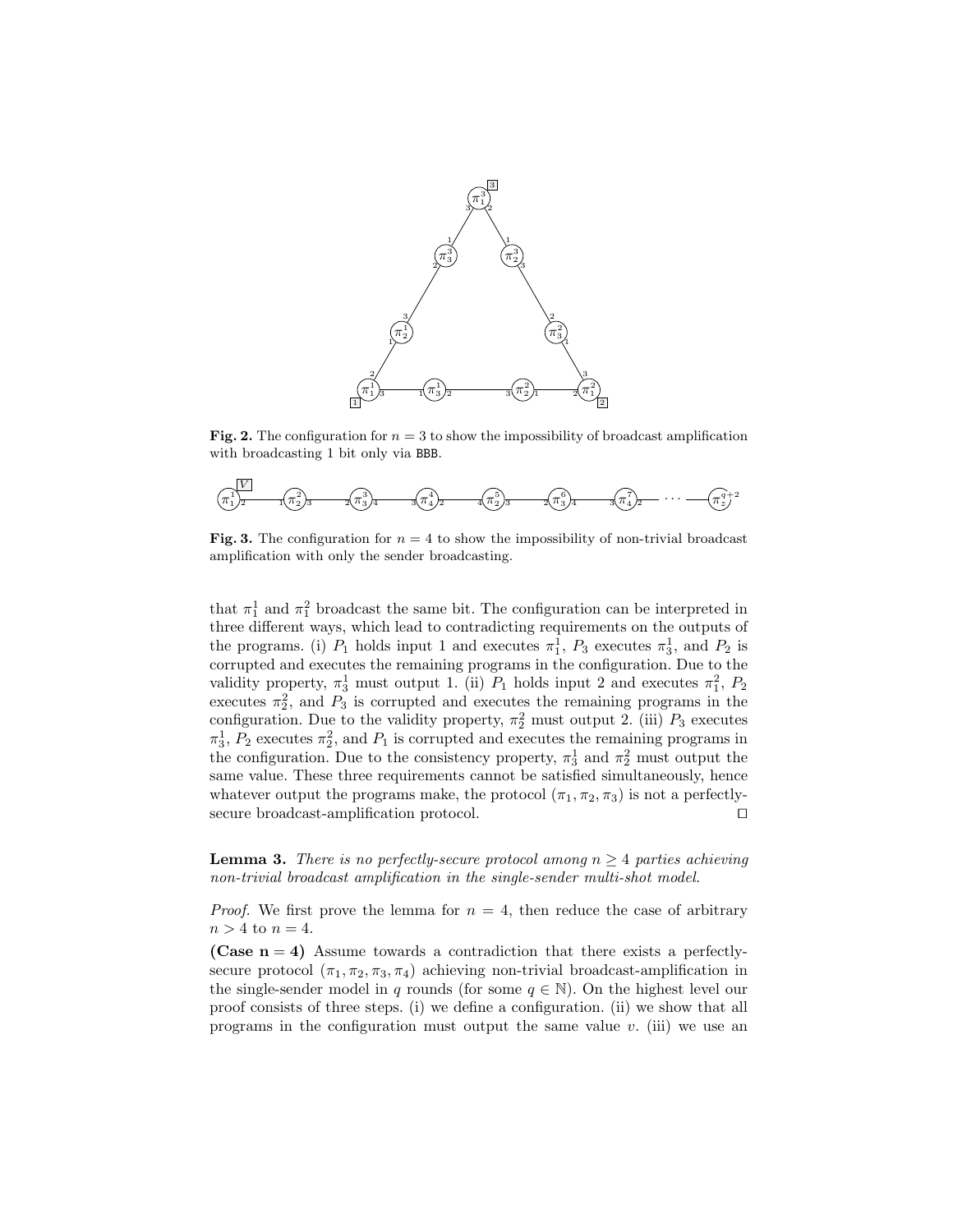**Fig. 2.** The configuration for $n = 3$ to show the impossibility of broadcast amplification with broadcasting 1 bit only via BBB.

**Fig. 3.** The configuration for $n = 4$ to show the impossibility of non-trivial broadcast amplification with only the sender broadcasting.

that $\pi_1^1$ and $\pi_1^2$ broadcast the same bit. The configuration can be interpreted in three different ways, which lead to contradicting requirements on the outputs of the programs. (i) $P_1$ holds input 1 and executes $\pi_1^1$, $P_3$ executes $\pi_3^1$, and $P_2$ is corrupted and executes the remaining programs in the configuration. Due to the validity property, $\pi_3^1$ must output 1. (ii) $P_1$ holds input 2 and executes $\pi_1^2$, $P_2$ executes $\pi_2^2$, and $P_3$ is corrupted and executes the remaining programs in the configuration. Due to the validity property, $\pi_2^2$ must output 2. (iii) $P_3$ executes $\pi_3^1$, $P_2$ executes $\pi_2^2$, and $P_1$ is corrupted and executes the remaining programs in the configuration. Due to the consistency property, $\pi_3^1$ and $\pi_2^2$ must output the same value. These three requirements cannot be satisfied simultaneously, hence whatever output the programs make, the protocol $(\pi_1, \pi_2, \pi_3)$ is not a perfectly-secure broadcast-amplification protocol. □

**Lemma 3.** *There is no perfectly-secure protocol among $n \geq 4$ parties achieving non-trivial broadcast amplification in the single-sender multi-shot model.*

*Proof.* We first prove the lemma for $n = 4$, then reduce the case of arbitrary $n > 4$ to $n = 4$.

**(Case n = 4)** Assume towards a contradiction that there exists a perfectly-secure protocol $(\pi_1, \pi_2, \pi_3, \pi_4)$ achieving non-trivial broadcast-amplification in the single-sender model in $q$ rounds (for some $q \in \mathbb{N}$). On the highest level our proof consists of three steps. (i) we define a configuration. (ii) we show that all programs in the configuration must output the same value $v$. (iii) we use an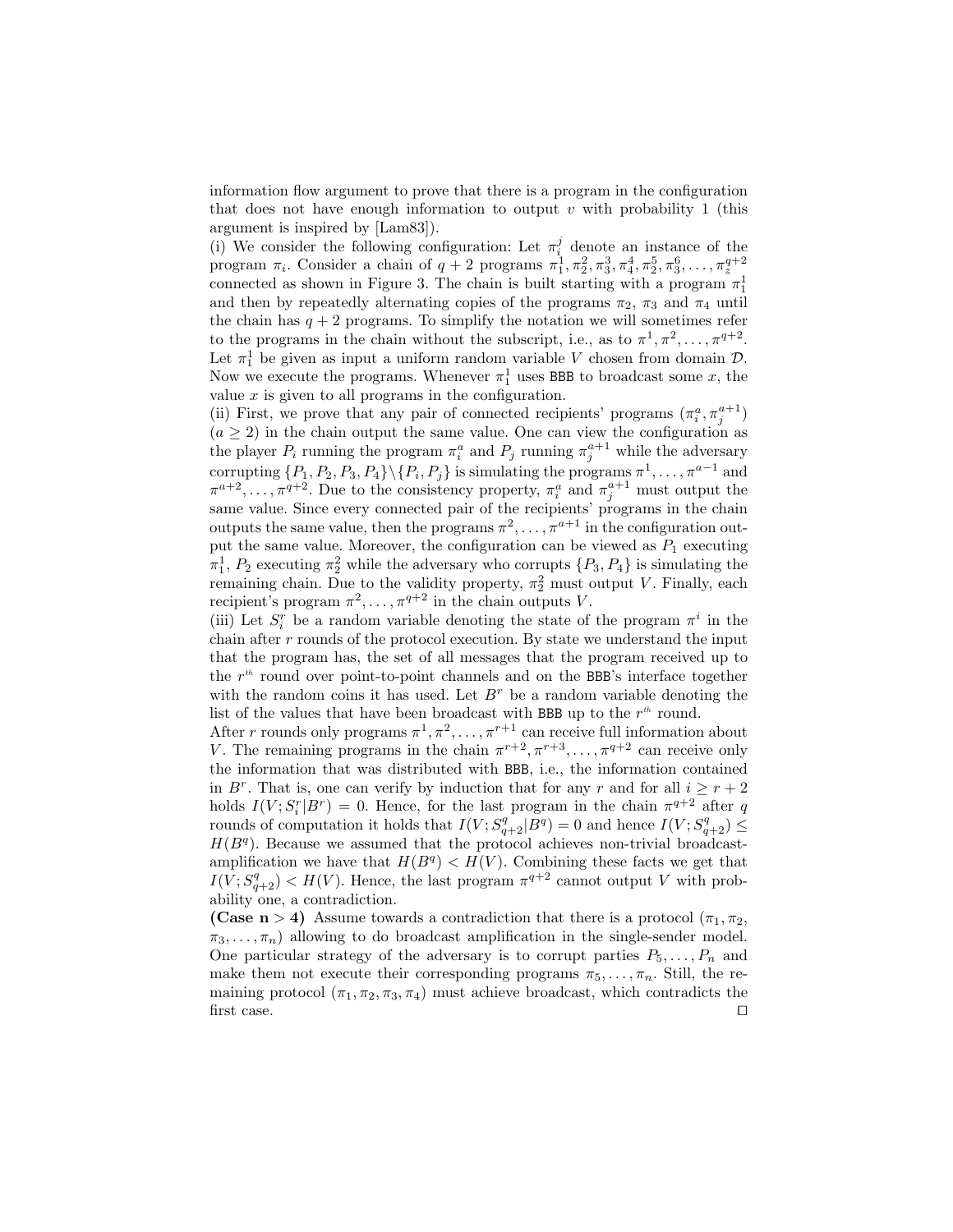information flow argument to prove that there is a program in the configuration that does not have enough information to output $v$ with probability 1 (this argument is inspired by [Lam83]).

(i) We consider the following configuration: Let $\pi_i^j$ denote an instance of the program $\pi_i$. Consider a chain of $q+2$ programs $\pi_1^1, \pi_2^2, \pi_3^3, \pi_4^4, \pi_2^5, \pi_3^6, \ldots, \pi_z^{q+2}$ connected as shown in Figure 3. The chain is built starting with a program $\pi_1^1$ and then by repeatedly alternating copies of the programs $\pi_2$, $\pi_3$ and $\pi_4$ until the chain has $q+2$ programs. To simplify the notation we will sometimes refer to the programs in the chain without the subscript, i.e., as to $\pi^1, \pi^2, \ldots, \pi^{q+2}$. Let $\pi_1^1$ be given as input a uniform random variable $V$ chosen from domain $\mathcal{D}$. Now we execute the programs. Whenever $\pi_1^1$ uses BBB to broadcast some $x$, the value $x$ is given to all programs in the configuration.

(ii) First, we prove that any pair of connected recipients' programs $(\pi_i^a, \pi_j^{a+1})$ $(a \geq 2)$ in the chain output the same value. One can view the configuration as the player $P_i$ running the program $\pi_i^a$ and $P_j$ running $\pi_j^{a+1}$ while the adversary corrupting $\{P_1, P_2, P_3, P_4\} \setminus \{P_i, P_j\}$ is simulating the programs $\pi^1, \ldots, \pi^{a-1}$ and $\pi^{a+2}, \ldots, \pi^{q+2}$. Due to the consistency property, $\pi_i^a$ and $\pi_j^{a+1}$ must output the same value. Since every connected pair of the recipients' programs in the chain outputs the same value, then the programs $\pi^2, \ldots, \pi^{a+1}$ in the configuration output the same value. Moreover, the configuration can be viewed as $P_1$ executing $\pi_1^1$, $P_2$ executing $\pi_2^2$ while the adversary who corrupts $\{P_3, P_4\}$ is simulating the remaining chain. Due to the validity property, $\pi_2^2$ must output $V$. Finally, each recipient's program $\pi^2, \ldots, \pi^{q+2}$ in the chain outputs $V$.

(iii) Let $S_i^r$ be a random variable denoting the state of the program $\pi^i$ in the chain after $r$ rounds of the protocol execution. By state we understand the input that the program has, the set of all messages that the program received up to the $r^{th}$ round over point-to-point channels and on the BBB's interface together with the random coins it has used. Let $B^r$ be a random variable denoting the list of the values that have been broadcast with BBB up to the $r^{th}$ round.

After $r$ rounds only programs $\pi^1, \pi^2, \ldots, \pi^{r+1}$ can receive full information about $V$. The remaining programs in the chain $\pi^{r+2}, \pi^{r+3}, \ldots, \pi^{q+2}$ can receive only the information that was distributed with BBB, i.e., the information contained in $B^r$. That is, one can verify by induction that for any $r$ and for all $i \geq r+2$ holds $I(V; S_i^r | B^r) = 0$. Hence, for the last program in the chain $\pi^{q+2}$ after $q$ rounds of computation it holds that $I(V; S_{q+2}^q | B^q) = 0$ and hence $I(V; S_{q+2}^q) \leq H(B^q)$. Because we assumed that the protocol achieves non-trivial broadcast-amplification we have that $H(B^q) < H(V)$. Combining these facts we get that $I(V; S_{q+2}^q) < H(V)$. Hence, the last program $\pi^{q+2}$ cannot output $V$ with probability one, a contradiction.

**(Case n > 4)** Assume towards a contradiction that there is a protocol $(\pi_1, \pi_2, \pi_3, \ldots, \pi_n)$ allowing to do broadcast amplification in the single-sender model. One particular strategy of the adversary is to corrupt parties $P_5, \ldots, P_n$ and make them not execute their corresponding programs $\pi_5, \ldots, \pi_n$. Still, the remaining protocol $(\pi_1, \pi_2, \pi_3, \pi_4)$ must achieve broadcast, which contradicts the first case. □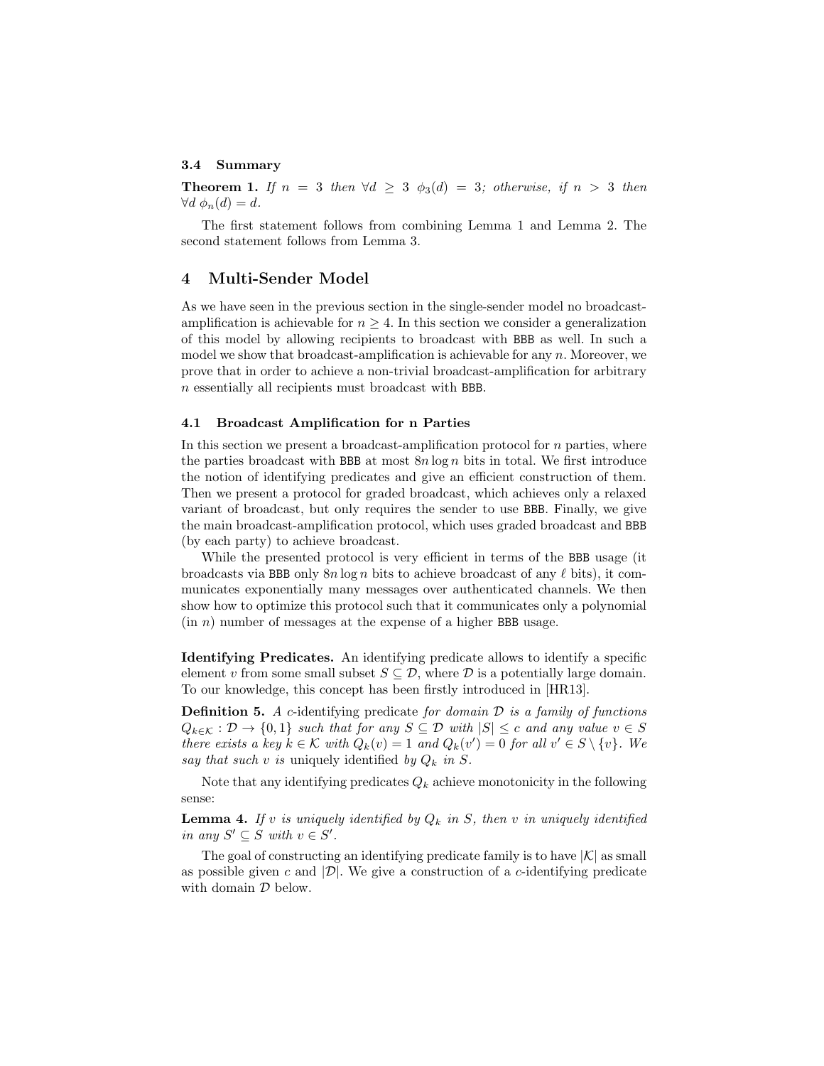### 3.4 Summary

**Theorem 1.** *If $n = 3$ then $\forall d \geq 3$ $\phi_3(d) = 3$; otherwise, if $n > 3$ then $\forall d$ $\phi_n(d) = d$.*

The first statement follows from combining Lemma 1 and Lemma 2. The second statement follows from Lemma 3.

## 4 Multi-Sender Model

As we have seen in the previous section in the single-sender model no broadcast-amplification is achievable for $n \geq 4$. In this section we consider a generalization of this model by allowing recipients to broadcast with BBB as well. In such a model we show that broadcast-amplification is achievable for any $n$. Moreover, we prove that in order to achieve a non-trivial broadcast-amplification for arbitrary $n$ essentially all recipients must broadcast with BBB.

### 4.1 Broadcast Amplification for n Parties

In this section we present a broadcast-amplification protocol for $n$ parties, where the parties broadcast with BBB at most $8n \log n$ bits in total. We first introduce the notion of identifying predicates and give an efficient construction of them. Then we present a protocol for graded broadcast, which achieves only a relaxed variant of broadcast, but only requires the sender to use BBB. Finally, we give the main broadcast-amplification protocol, which uses graded broadcast and BBB (by each party) to achieve broadcast.

While the presented protocol is very efficient in terms of the BBB usage (it broadcasts via BBB only $8n \log n$ bits to achieve broadcast of any $\ell$ bits), it communicates exponentially many messages over authenticated channels. We then show how to optimize this protocol such that it communicates only a polynomial (in $n$) number of messages at the expense of a higher BBB usage.

**Identifying Predicates.** An identifying predicate allows to identify a specific element $v$ from some small subset $S \subseteq \mathcal{D}$, where $\mathcal{D}$ is a potentially large domain. To our knowledge, this concept has been firstly introduced in [HR13].

**Definition 5.** *A* $c$-identifying predicate *for domain $\mathcal{D}$ is a family of functions $Q_{k \in \mathcal{K}} : \mathcal{D} \to \{0, 1\}$ such that for any $S \subseteq \mathcal{D}$ with $|S| \leq c$ and any value $v \in S$ there exists a key $k \in \mathcal{K}$ with $Q_k(v) = 1$ and $Q_k(v') = 0$ for all $v' \in S \setminus \{v\}$. We say that such $v$ is* uniquely identified *by $Q_k$ in $S$.*

Note that any identifying predicates $Q_k$ achieve monotonicity in the following sense:

**Lemma 4.** *If $v$ is uniquely identified by $Q_k$ in $S$, then $v$ in uniquely identified in any $S' \subseteq S$ with $v \in S'$.*

The goal of constructing an identifying predicate family is to have $|\mathcal{K}|$ as small as possible given $c$ and $|\mathcal{D}|$. We give a construction of a $c$-identifying predicate with domain $\mathcal{D}$ below.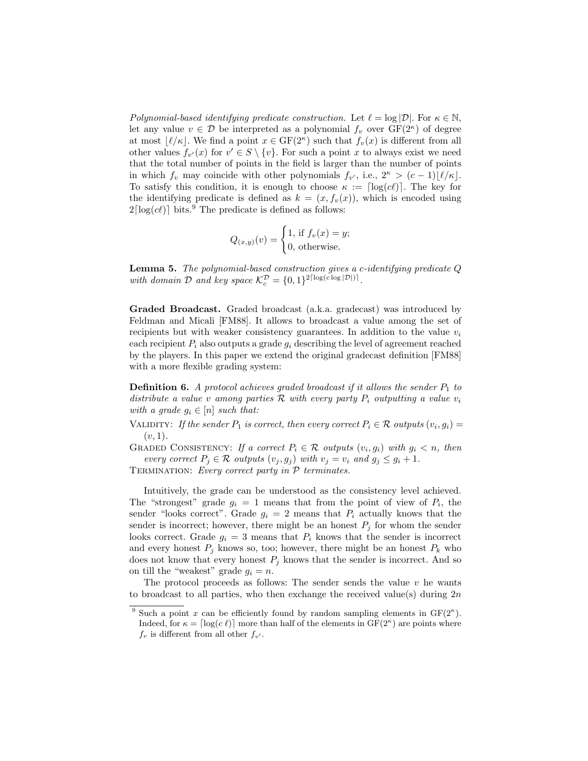*Polynomial-based identifying predicate construction.* Let $\ell = \log |\mathcal{D}|$. For $\kappa \in \mathbb{N}$, let any value $v \in \mathcal{D}$ be interpreted as a polynomial $f_v$ over $\mathrm{GF}(2^\kappa)$ of degree at most $\lfloor \ell/\kappa \rfloor$. We find a point $x \in \mathrm{GF}(2^\kappa)$ such that $f_v(x)$ is different from all other values $f_{v'}(x)$ for $v' \in S \setminus \{v\}$. For such a point $x$ to always exist we need that the total number of points in the field is larger than the number of points in which $f_v$ may coincide with other polynomials $f_{v'}$, i.e., $2^\kappa > (c-1)\lfloor \ell/\kappa \rfloor$. To satisfy this condition, it is enough to choose $\kappa := \lceil \log(c\ell) \rceil$. The key for the identifying predicate is defined as $k = (x, f_v(x))$, which is encoded using $2\lceil \log(c\ell) \rceil$ bits.[9] The predicate is defined as follows:

$$Q_{(x,y)}(v) = \begin{cases} 1, & \text{if } f_v(x) = y; \\ 0, & \text{otherwise.} \end{cases}$$

**Lemma 5.** *The polynomial-based construction gives a $c$-identifying predicate $Q$ with domain $\mathcal{D}$ and key space $\mathcal{K}_c^{\mathcal{D}} = \{0,1\}^{2\lceil \log(c \log |\mathcal{D}|) \rceil}$.*

**Graded Broadcast.** Graded broadcast (a.k.a. gradecast) was introduced by Feldman and Micali [FM88]. It allows to broadcast a value among the set of recipients but with weaker consistency guarantees. In addition to the value $v_i$ each recipient $P_i$ also outputs a grade $g_i$ describing the level of agreement reached by the players. In this paper we extend the original gradecast definition [FM88] with a more flexible grading system:

**Definition 6.** *A protocol achieves graded broadcast if it allows the sender $P_1$ to distribute a value $v$ among parties $\mathcal{R}$ with every party $P_i$ outputting a value $v_i$ with a grade $g_i \in [n]$ such that:*

- Validity: *If the sender $P_1$ is correct, then every correct $P_i \in \mathcal{R}$ outputs $(v_i, g_i) = (v, 1)$.*
- Graded Consistency: *If a correct $P_i \in \mathcal{R}$ outputs $(v_i, g_i)$ with $g_i < n$, then every correct $P_j \in \mathcal{R}$ outputs $(v_j, g_j)$ with $v_j = v_i$ and $g_j \leq g_i + 1$.*
- Termination: *Every correct party in $\mathcal{P}$ terminates.*

Intuitively, the grade can be understood as the consistency level achieved. The "strongest" grade $g_i = 1$ means that from the point of view of $P_i$, the sender "looks correct". Grade $g_i = 2$ means that $P_i$ actually knows that the sender is incorrect; however, there might be an honest $P_j$ for whom the sender looks correct. Grade $g_i = 3$ means that $P_i$ knows that the sender is incorrect and every honest $P_j$ knows so, too; however, there might be an honest $P_k$ who does not know that every honest $P_j$ knows that the sender is incorrect. And so on till the "weakest" grade $g_i = n$.

The protocol proceeds as follows: The sender sends the value $v$ he wants to broadcast to all parties, who then exchange the received value(s) during $2n$

[9] Such a point $x$ can be efficiently found by random sampling elements in $\mathrm{GF}(2^\kappa)$. Indeed, for $\kappa = \lceil \log(c\,\ell) \rceil$ more than half of the elements in $\mathrm{GF}(2^\kappa)$ are points where $f_v$ is different from all other $f_{v'}$.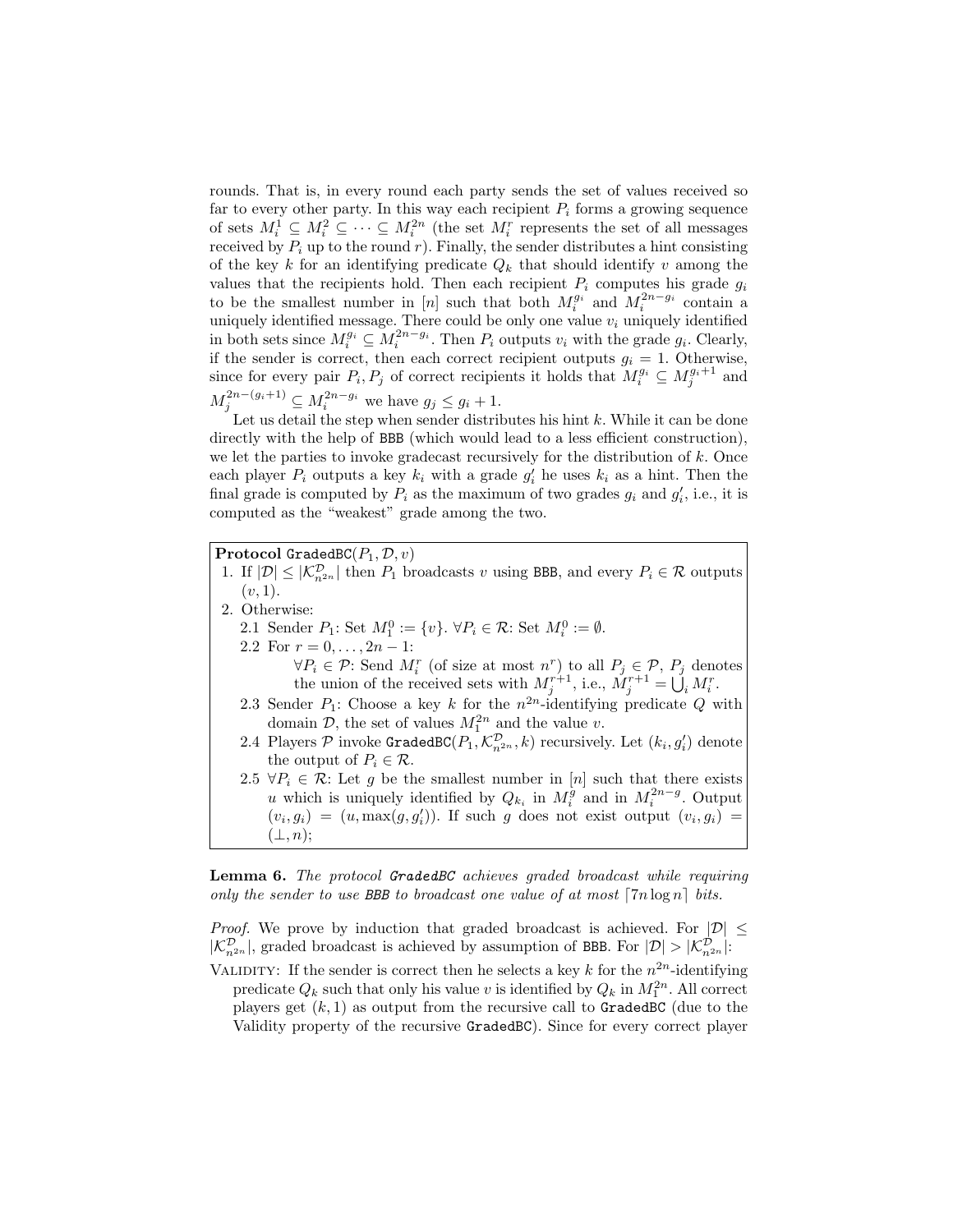rounds. That is, in every round each party sends the set of values received so far to every other party. In this way each recipient $P_i$ forms a growing sequence of sets $M_i^1 \subseteq M_i^2 \subseteq \cdots \subseteq M_i^{2n}$ (the set $M_i^r$ represents the set of all messages received by $P_i$ up to the round $r$). Finally, the sender distributes a hint consisting of the key $k$ for an identifying predicate $Q_k$ that should identify $v$ among the values that the recipients hold. Then each recipient $P_i$ computes his grade $g_i$ to be the smallest number in $[n]$ such that both $M_i^{g_i}$ and $M_i^{2n-g_i}$ contain a uniquely identified message. There could be only one value $v_i$ uniquely identified in both sets since $M_i^{g_i} \subseteq M_i^{2n-g_i}$. Then $P_i$ outputs $v_i$ with the grade $g_i$. Clearly, if the sender is correct, then each correct recipient outputs $g_i = 1$. Otherwise, since for every pair $P_i, P_j$ of correct recipients it holds that $M_i^{g_i} \subseteq M_j^{g_i+1}$ and $M_j^{2n-(g_i+1)} \subseteq M_i^{2n-g_i}$ we have $g_j \leq g_i + 1$.

Let us detail the step when sender distributes his hint $k$. While it can be done directly with the help of BBB (which would lead to a less efficient construction), we let the parties to invoke gradecast recursively for the distribution of $k$. Once each player $P_i$ outputs a key $k_i$ with a grade $g_i'$ he uses $k_i$ as a hint. Then the final grade is computed by $P_i$ as the maximum of two grades $g_i$ and $g_i'$, i.e., it is computed as the "weakest" grade among the two.

**Protocol** GradedBC$(P_1, \mathcal{D}, v)$

1. If $|\mathcal{D}| \leq |\mathcal{K}^{\mathcal{D}}_{n^{2n}}|$ then $P_1$ broadcasts $v$ using BBB, and every $P_i \in \mathcal{R}$ outputs $(v, 1)$.
2. Otherwise:
   - 2.1 Sender $P_1$: Set $M_1^0 := \{v\}$. $\forall P_i \in \mathcal{R}$: Set $M_i^0 := \emptyset$.
   - 2.2 For $r = 0, \ldots, 2n-1$:
     $\forall P_i \in \mathcal{P}$: Send $M_i^r$ (of size at most $n^r$) to all $P_j \in \mathcal{P}$, $P_j$ denotes the union of the received sets with $M_j^{r+1}$, i.e., $M_j^{r+1} = \bigcup_i M_i^r$.
   - 2.3 Sender $P_1$: Choose a key $k$ for the $n^{2n}$-identifying predicate $Q$ with domain $\mathcal{D}$, the set of values $M_1^{2n}$ and the value $v$.
   - 2.4 Players $\mathcal{P}$ invoke GradedBC$(P_1, \mathcal{K}^{\mathcal{D}}_{n^{2n}}, k)$ recursively. Let $(k_i, g_i')$ denote the output of $P_i \in \mathcal{R}$.
   - 2.5 $\forall P_i \in \mathcal{R}$: Let $g$ be the smallest number in $[n]$ such that there exists $u$ which is uniquely identified by $Q_{k_i}$ in $M_i^g$ and in $M_i^{2n-g}$. Output $(v_i, g_i) = (u, \max(g, g_i'))$. If such $g$ does not exist output $(v_i, g_i) = (\bot, n)$;

**Lemma 6.** *The protocol GradedBC achieves graded broadcast while requiring only the sender to use BBB to broadcast one value of at most $\lceil 7n \log n \rceil$ bits.*

*Proof.* We prove by induction that graded broadcast is achieved. For $|\mathcal{D}| \leq |\mathcal{K}^{\mathcal{D}}_{n^{2n}}|$, graded broadcast is achieved by assumption of BBB. For $|\mathcal{D}| > |\mathcal{K}^{\mathcal{D}}_{n^{2n}}|$:

VALIDITY: If the sender is correct then he selects a key $k$ for the $n^{2n}$-identifying predicate $Q_k$ such that only his value $v$ is identified by $Q_k$ in $M_1^{2n}$. All correct players get $(k, 1)$ as output from the recursive call to GradedBC (due to the Validity property of the recursive GradedBC). Since for every correct player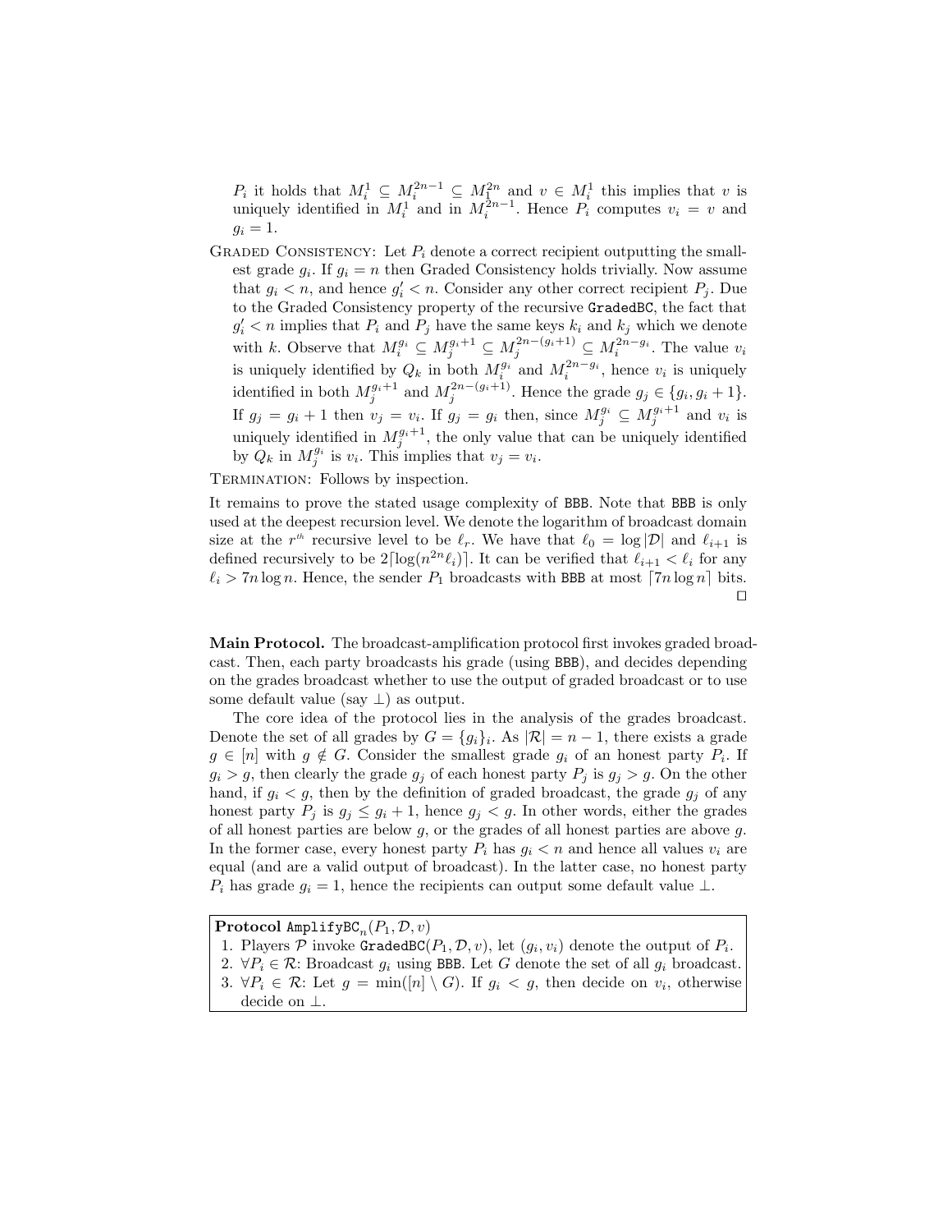$P_i$ it holds that $M_i^1 \subseteq M_i^{2n-1} \subseteq M_1^{2n}$ and $v \in M_i^1$ this implies that $v$ is uniquely identified in $M_i^1$ and in $M_i^{2n-1}$. Hence $P_i$ computes $v_i = v$ and $g_i = 1$.

Graded Consistency: Let $P_i$ denote a correct recipient outputting the smallest grade $g_i$. If $g_i = n$ then Graded Consistency holds trivially. Now assume that $g_i < n$, and hence $g'_i < n$. Consider any other correct recipient $P_j$. Due to the Graded Consistency property of the recursive `GradedBC`, the fact that $g'_i < n$ implies that $P_i$ and $P_j$ have the same keys $k_i$ and $k_j$ which we denote with $k$. Observe that $M_i^{g_i} \subseteq M_j^{g_i+1} \subseteq M_j^{2n-(g_i+1)} \subseteq M_i^{2n-g_i}$. The value $v_i$ is uniquely identified by $Q_k$ in both $M_i^{g_i}$ and $M_i^{2n-g_i}$, hence $v_i$ is uniquely identified in both $M_j^{g_i+1}$ and $M_j^{2n-(g_i+1)}$. Hence the grade $g_j \in \{g_i, g_i+1\}$. If $g_j = g_i + 1$ then $v_j = v_i$. If $g_j = g_i$ then, since $M_j^{g_i} \subseteq M_j^{g_i+1}$ and $v_i$ is uniquely identified in $M_j^{g_i+1}$, the only value that can be uniquely identified by $Q_k$ in $M_j^{g_i}$ is $v_i$. This implies that $v_j = v_i$.

Termination: Follows by inspection.

It remains to prove the stated usage complexity of BBB. Note that BBB is only used at the deepest recursion level. We denote the logarithm of broadcast domain size at the $r^{th}$ recursive level to be $\ell_r$. We have that $\ell_0 = \log|\mathcal{D}|$ and $\ell_{i+1}$ is defined recursively to be $2\lceil\log(n^{2n}\ell_i)\rceil$. It can be verified that $\ell_{i+1} < \ell_i$ for any $\ell_i > 7n\log n$. Hence, the sender $P_1$ broadcasts with BBB at most $\lceil 7n\log n\rceil$ bits. □

**Main Protocol.** The broadcast-amplification protocol first invokes graded broadcast. Then, each party broadcasts his grade (using BBB), and decides depending on the grades broadcast whether to use the output of graded broadcast or to use some default value (say $\perp$) as output.

The core idea of the protocol lies in the analysis of the grades broadcast. Denote the set of all grades by $G = \{g_i\}_i$. As $|\mathcal{R}| = n-1$, there exists a grade $g \in [n]$ with $g \notin G$. Consider the smallest grade $g_i$ of an honest party $P_i$. If $g_i > g$, then clearly the grade $g_j$ of each honest party $P_j$ is $g_j > g$. On the other hand, if $g_i < g$, then by the definition of graded broadcast, the grade $g_j$ of any honest party $P_j$ is $g_j \leq g_i + 1$, hence $g_j < g$. In other words, either the grades of all honest parties are below $g$, or the grades of all honest parties are above $g$. In the former case, every honest party $P_i$ has $g_i < n$ and hence all values $v_i$ are equal (and are a valid output of broadcast). In the latter case, no honest party $P_i$ has grade $g_i = 1$, hence the recipients can output some default value $\perp$.

**Protocol** $\texttt{AmplifyBC}_n(P_1, \mathcal{D}, v)$

1. Players $\mathcal{P}$ invoke $\texttt{GradedBC}(P_1, \mathcal{D}, v)$, let $(g_i, v_i)$ denote the output of $P_i$.
2. $\forall P_i \in \mathcal{R}$: Broadcast $g_i$ using BBB. Let $G$ denote the set of all $g_i$ broadcast.
3. $\forall P_i \in \mathcal{R}$: Let $g = \min([n] \setminus G)$. If $g_i < g$, then decide on $v_i$, otherwise decide on $\perp$.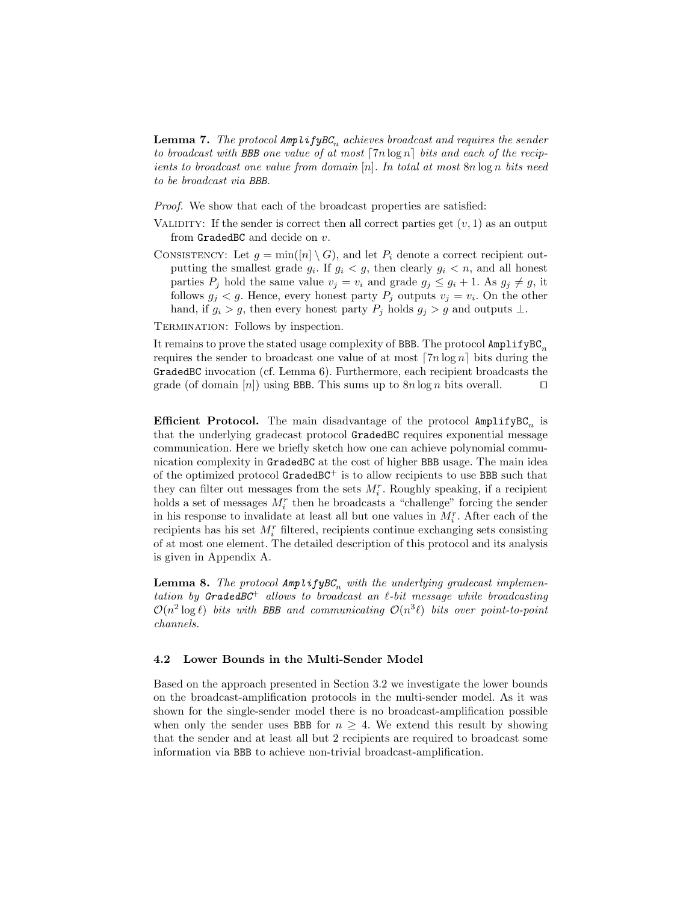**Lemma 7.** *The protocol* $\texttt{AmplifyBC}_n$ *achieves broadcast and requires the sender to broadcast with* BBB *one value of at most* $\lceil 7n \log n \rceil$ *bits and each of the recipients to broadcast one value from domain* $[n]$*. In total at most* $8n \log n$ *bits need to be broadcast via* BBB*.*

*Proof.* We show that each of the broadcast properties are satisfied:

Validity: If the sender is correct then all correct parties get $(v, 1)$ as an output from GradedBC and decide on $v$.

Consistency: Let $g = \min([n] \setminus G)$, and let $P_i$ denote a correct recipient outputting the smallest grade $g_i$. If $g_i < g$, then clearly $g_i < n$, and all honest parties $P_j$ hold the same value $v_j = v_i$ and grade $g_j \leq g_i + 1$. As $g_j \neq g$, it follows $g_j < g$. Hence, every honest party $P_j$ outputs $v_j = v_i$. On the other hand, if $g_i > g$, then every honest party $P_j$ holds $g_j > g$ and outputs $\perp$.

Termination: Follows by inspection.

It remains to prove the stated usage complexity of BBB. The protocol $\texttt{AmplifyBC}_n$ requires the sender to broadcast one value of at most $\lceil 7n \log n \rceil$ bits during the GradedBC invocation (cf. Lemma 6). Furthermore, each recipient broadcasts the grade (of domain $[n]$) using BBB. This sums up to $8n \log n$ bits overall. ◻

**Efficient Protocol.** The main disadvantage of the protocol $\texttt{AmplifyBC}_n$ is that the underlying gradecast protocol GradedBC requires exponential message communication. Here we briefly sketch how one can achieve polynomial communication complexity in GradedBC at the cost of higher BBB usage. The main idea of the optimized protocol $\texttt{GradedBC}^+$ is to allow recipients to use BBB such that they can filter out messages from the sets $M_i^r$. Roughly speaking, if a recipient holds a set of messages $M_i^r$ then he broadcasts a "challenge" forcing the sender in his response to invalidate at least all but one values in $M_i^r$. After each of the recipients has his set $M_i^r$ filtered, recipients continue exchanging sets consisting of at most one element. The detailed description of this protocol and its analysis is given in Appendix A.

**Lemma 8.** *The protocol* $\texttt{AmplifyBC}_n$ *with the underlying gradecast implementation by* $\texttt{GradedBC}^+$ *allows to broadcast an* $\ell$*-bit message while broadcasting* $\mathcal{O}(n^2 \log \ell)$ *bits with* BBB *and communicating* $\mathcal{O}(n^3 \ell)$ *bits over point-to-point channels.*

### 4.2 Lower Bounds in the Multi-Sender Model

Based on the approach presented in Section 3.2 we investigate the lower bounds on the broadcast-amplification protocols in the multi-sender model. As it was shown for the single-sender model there is no broadcast-amplification possible when only the sender uses BBB for $n \geq 4$. We extend this result by showing that the sender and at least all but 2 recipients are required to broadcast some information via BBB to achieve non-trivial broadcast-amplification.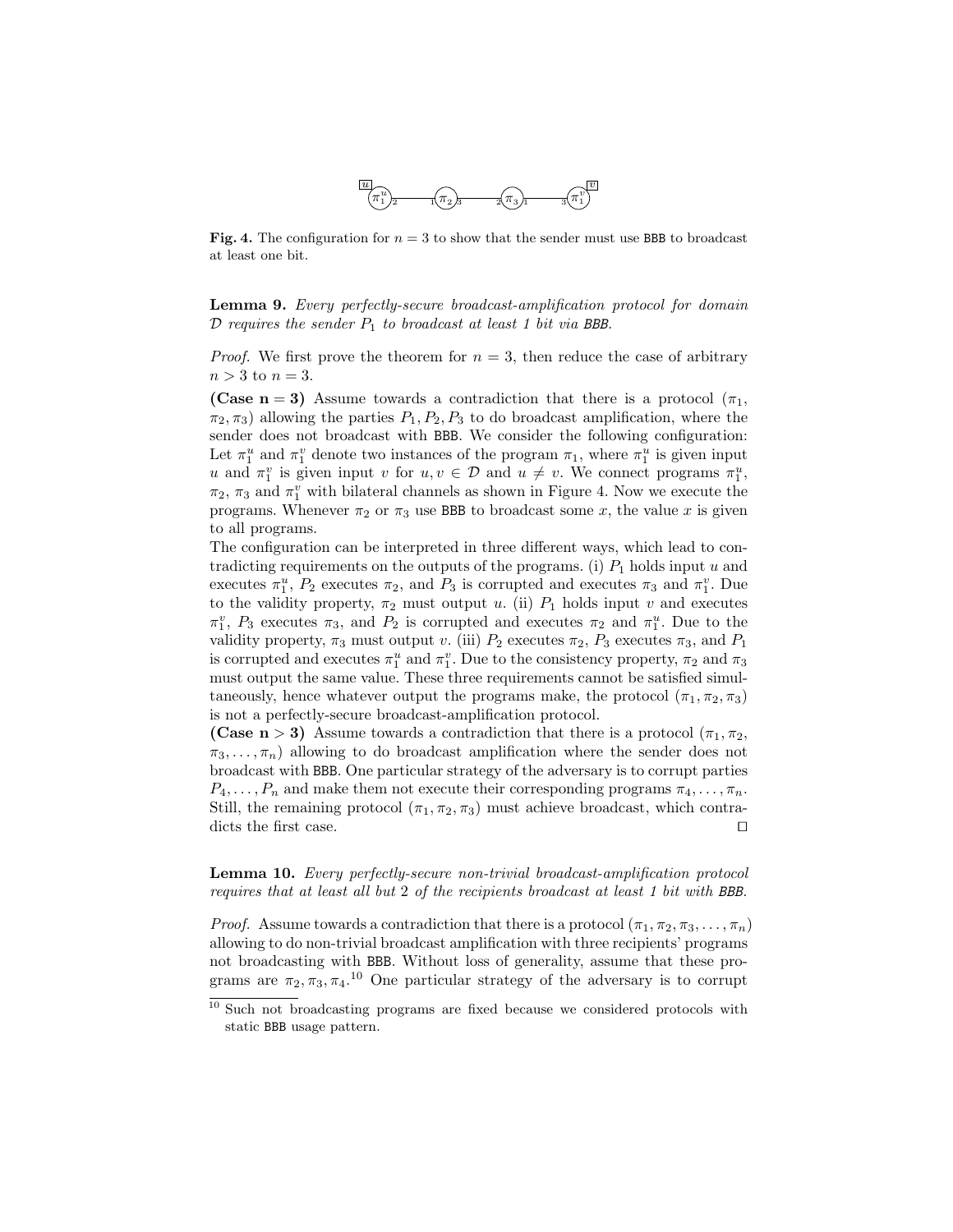Fig. 4. The configuration for $n = 3$ to show that the sender must use BBB to broadcast at least one bit.

**Lemma 9.** *Every perfectly-secure broadcast-amplification protocol for domain $\mathcal{D}$ requires the sender $P_1$ to broadcast at least 1 bit via BBB.*

*Proof.* We first prove the theorem for $n = 3$, then reduce the case of arbitrary $n > 3$ to $n = 3$.

**(Case n = 3)** Assume towards a contradiction that there is a protocol $(\pi_1, \pi_2, \pi_3)$ allowing the parties $P_1, P_2, P_3$ to do broadcast amplification, where the sender does not broadcast with BBB. We consider the following configuration: Let $\pi_1^u$ and $\pi_1^v$ denote two instances of the program $\pi_1$, where $\pi_1^u$ is given input $u$ and $\pi_1^v$ is given input $v$ for $u, v \in \mathcal{D}$ and $u \neq v$. We connect programs $\pi_1^u$, $\pi_2$, $\pi_3$ and $\pi_1^v$ with bilateral channels as shown in Figure 4. Now we execute the programs. Whenever $\pi_2$ or $\pi_3$ use BBB to broadcast some $x$, the value $x$ is given to all programs.

The configuration can be interpreted in three different ways, which lead to contradicting requirements on the outputs of the programs. (i) $P_1$ holds input $u$ and executes $\pi_1^u$, $P_2$ executes $\pi_2$, and $P_3$ is corrupted and executes $\pi_3$ and $\pi_1^v$. Due to the validity property, $\pi_2$ must output $u$. (ii) $P_1$ holds input $v$ and executes $\pi_1^v$, $P_3$ executes $\pi_3$, and $P_2$ is corrupted and executes $\pi_2$ and $\pi_1^u$. Due to the validity property, $\pi_3$ must output $v$. (iii) $P_2$ executes $\pi_2$, $P_3$ executes $\pi_3$, and $P_1$ is corrupted and executes $\pi_1^u$ and $\pi_1^v$. Due to the consistency property, $\pi_2$ and $\pi_3$ must output the same value. These three requirements cannot be satisfied simultaneously, hence whatever output the programs make, the protocol $(\pi_1, \pi_2, \pi_3)$ is not a perfectly-secure broadcast-amplification protocol.

**(Case n > 3)** Assume towards a contradiction that there is a protocol $(\pi_1, \pi_2, \pi_3, \ldots, \pi_n)$ allowing to do broadcast amplification where the sender does not broadcast with BBB. One particular strategy of the adversary is to corrupt parties $P_4, \ldots, P_n$ and make them not execute their corresponding programs $\pi_4, \ldots, \pi_n$. Still, the remaining protocol $(\pi_1, \pi_2, \pi_3)$ must achieve broadcast, which contradicts the first case. □

**Lemma 10.** *Every perfectly-secure non-trivial broadcast-amplification protocol requires that at least all but 2 of the recipients broadcast at least 1 bit with BBB.*

*Proof.* Assume towards a contradiction that there is a protocol $(\pi_1, \pi_2, \pi_3, \ldots, \pi_n)$ allowing to do non-trivial broadcast amplification with three recipients' programs not broadcasting with BBB. Without loss of generality, assume that these programs are $\pi_2, \pi_3, \pi_4$.[10] One particular strategy of the adversary is to corrupt

[10] Such not broadcasting programs are fixed because we considered protocols with static BBB usage pattern.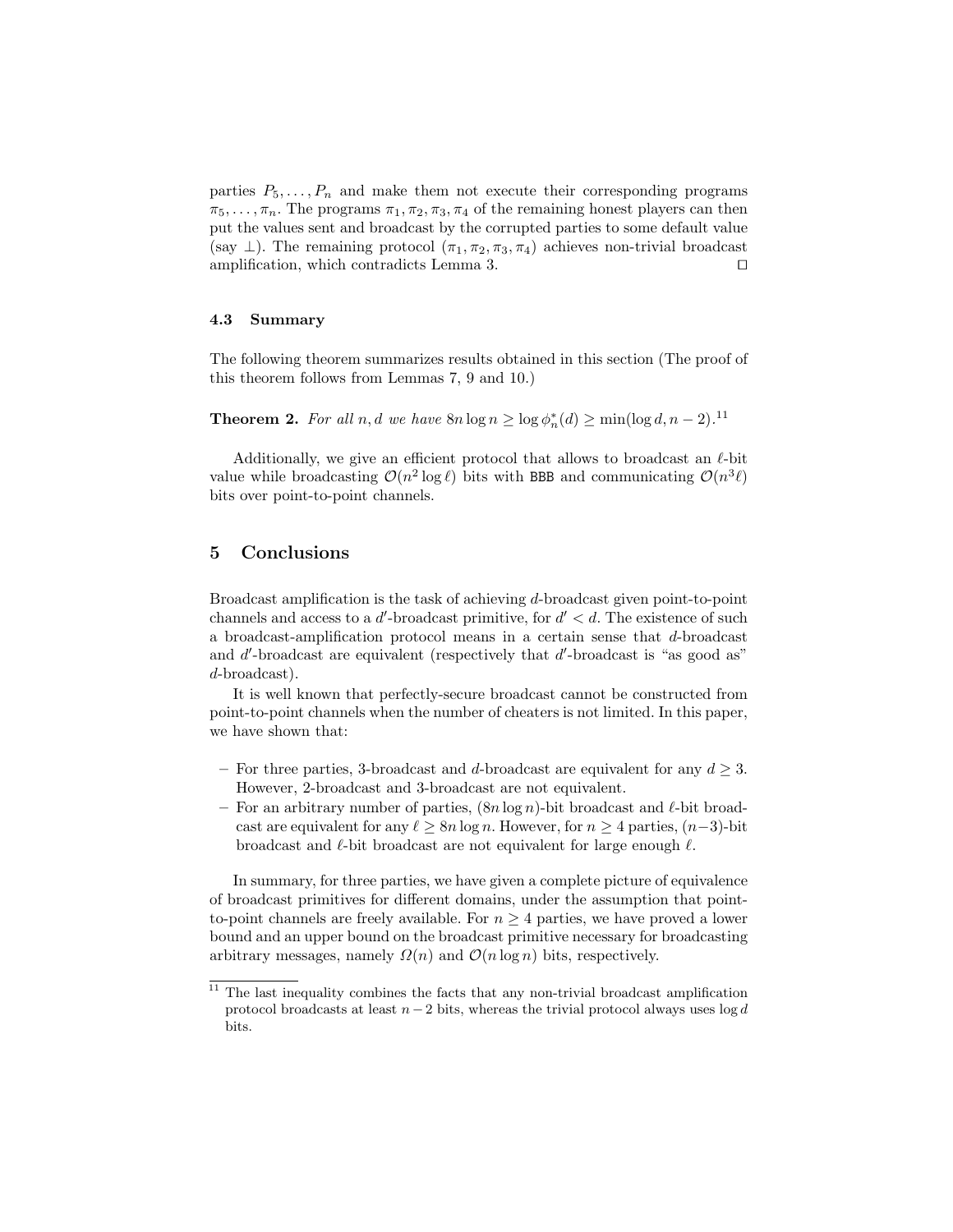parties $P_5, \ldots, P_n$ and make them not execute their corresponding programs $\pi_5, \ldots, \pi_n$. The programs $\pi_1, \pi_2, \pi_3, \pi_4$ of the remaining honest players can then put the values sent and broadcast by the corrupted parties to some default value (say $\perp$). The remaining protocol $(\pi_1, \pi_2, \pi_3, \pi_4)$ achieves non-trivial broadcast amplification, which contradicts Lemma 3. $\square$

### 4.3 Summary

The following theorem summarizes results obtained in this section (The proof of this theorem follows from Lemmas 7, 9 and 10.)

**Theorem 2.** *For all $n, d$ we have $8n \log n \geq \log \phi_n^*(d) \geq \min(\log d, n-2)$.*[11]

Additionally, we give an efficient protocol that allows to broadcast an $\ell$-bit value while broadcasting $\mathcal{O}(n^2 \log \ell)$ bits with BBB and communicating $\mathcal{O}(n^3 \ell)$ bits over point-to-point channels.

## 5 Conclusions

Broadcast amplification is the task of achieving $d$-broadcast given point-to-point channels and access to a $d'$-broadcast primitive, for $d' < d$. The existence of such a broadcast-amplification protocol means in a certain sense that $d$-broadcast and $d'$-broadcast are equivalent (respectively that $d'$-broadcast is "as good as" $d$-broadcast).

It is well known that perfectly-secure broadcast cannot be constructed from point-to-point channels when the number of cheaters is not limited. In this paper, we have shown that:

- For three parties, 3-broadcast and $d$-broadcast are equivalent for any $d \geq 3$. However, 2-broadcast and 3-broadcast are not equivalent.
- For an arbitrary number of parties, $(8n \log n)$-bit broadcast and $\ell$-bit broadcast are equivalent for any $\ell \geq 8n \log n$. However, for $n \geq 4$ parties, $(n-3)$-bit broadcast and $\ell$-bit broadcast are not equivalent for large enough $\ell$.

In summary, for three parties, we have given a complete picture of equivalence of broadcast primitives for different domains, under the assumption that point-to-point channels are freely available. For $n \geq 4$ parties, we have proved a lower bound and an upper bound on the broadcast primitive necessary for broadcasting arbitrary messages, namely $\Omega(n)$ and $\mathcal{O}(n \log n)$ bits, respectively.

[11] The last inequality combines the facts that any non-trivial broadcast amplification protocol broadcasts at least $n-2$ bits, whereas the trivial protocol always uses $\log d$ bits.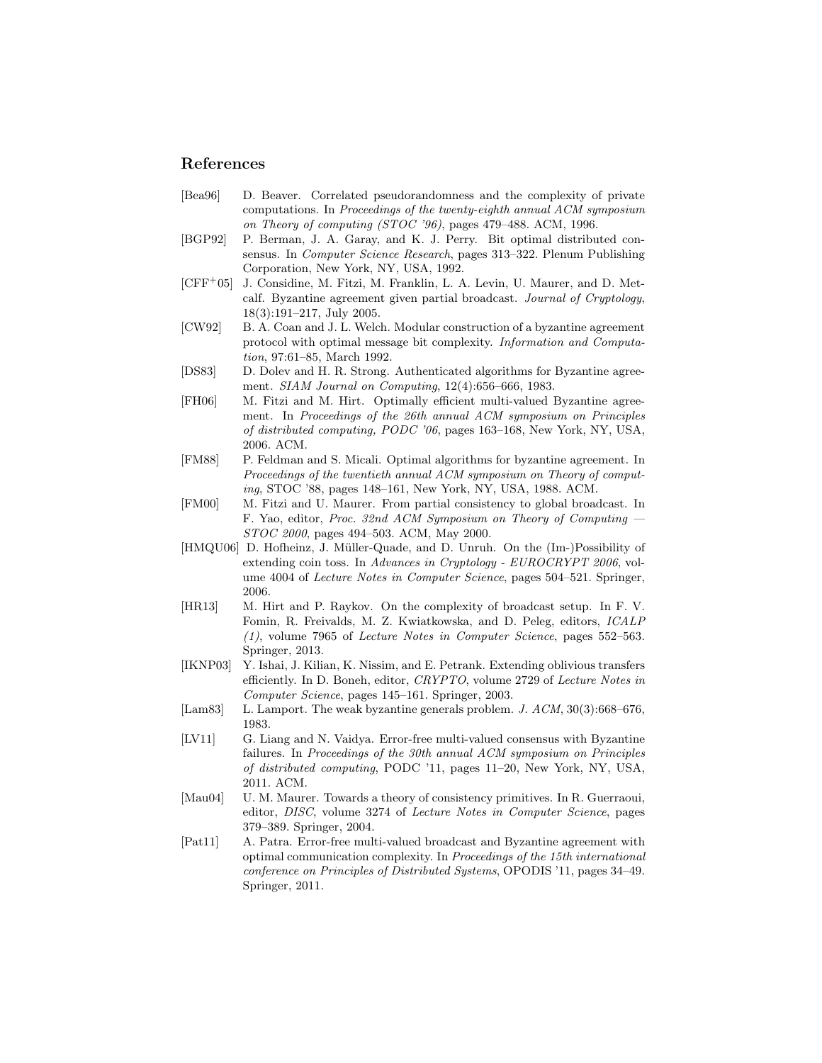## References

- [Bea96] D. Beaver. Correlated pseudorandomness and the complexity of private computations. In *Proceedings of the twenty-eighth annual ACM symposium on Theory of computing (STOC '96)*, pages 479–488. ACM, 1996.
- [BGP92] P. Berman, J. A. Garay, and K. J. Perry. Bit optimal distributed consensus. In *Computer Science Research*, pages 313–322. Plenum Publishing Corporation, New York, NY, USA, 1992.
- [CFF+05] J. Considine, M. Fitzi, M. Franklin, L. A. Levin, U. Maurer, and D. Metcalf. Byzantine agreement given partial broadcast. *Journal of Cryptology*, 18(3):191–217, July 2005.
- [CW92] B. A. Coan and J. L. Welch. Modular construction of a byzantine agreement protocol with optimal message bit complexity. *Information and Computation*, 97:61–85, March 1992.
- [DS83] D. Dolev and H. R. Strong. Authenticated algorithms for Byzantine agreement. *SIAM Journal on Computing*, 12(4):656–666, 1983.
- [FH06] M. Fitzi and M. Hirt. Optimally efficient multi-valued Byzantine agreement. In *Proceedings of the 26th annual ACM symposium on Principles of distributed computing, PODC '06*, pages 163–168, New York, NY, USA, 2006. ACM.
- [FM88] P. Feldman and S. Micali. Optimal algorithms for byzantine agreement. In *Proceedings of the twentieth annual ACM symposium on Theory of computing*, STOC '88, pages 148–161, New York, NY, USA, 1988. ACM.
- [FM00] M. Fitzi and U. Maurer. From partial consistency to global broadcast. In F. Yao, editor, *Proc. 32nd ACM Symposium on Theory of Computing — STOC 2000*, pages 494–503. ACM, May 2000.
- [HMQU06] D. Hofheinz, J. Müller-Quade, and D. Unruh. On the (Im-)Possibility of extending coin toss. In *Advances in Cryptology - EUROCRYPT 2006*, volume 4004 of *Lecture Notes in Computer Science*, pages 504–521. Springer, 2006.
- [HR13] M. Hirt and P. Raykov. On the complexity of broadcast setup. In F. V. Fomin, R. Freivalds, M. Z. Kwiatkowska, and D. Peleg, editors, *ICALP (1)*, volume 7965 of *Lecture Notes in Computer Science*, pages 552–563. Springer, 2013.
- [IKNP03] Y. Ishai, J. Kilian, K. Nissim, and E. Petrank. Extending oblivious transfers efficiently. In D. Boneh, editor, *CRYPTO*, volume 2729 of *Lecture Notes in Computer Science*, pages 145–161. Springer, 2003.
- [Lam83] L. Lamport. The weak byzantine generals problem. *J. ACM*, 30(3):668–676, 1983.
- [LV11] G. Liang and N. Vaidya. Error-free multi-valued consensus with Byzantine failures. In *Proceedings of the 30th annual ACM symposium on Principles of distributed computing*, PODC '11, pages 11–20, New York, NY, USA, 2011. ACM.
- [Mau04] U. M. Maurer. Towards a theory of consistency primitives. In R. Guerraoui, editor, *DISC*, volume 3274 of *Lecture Notes in Computer Science*, pages 379–389. Springer, 2004.
- [Pat11] A. Patra. Error-free multi-valued broadcast and Byzantine agreement with optimal communication complexity. In *Proceedings of the 15th international conference on Principles of Distributed Systems*, OPODIS '11, pages 34–49. Springer, 2011.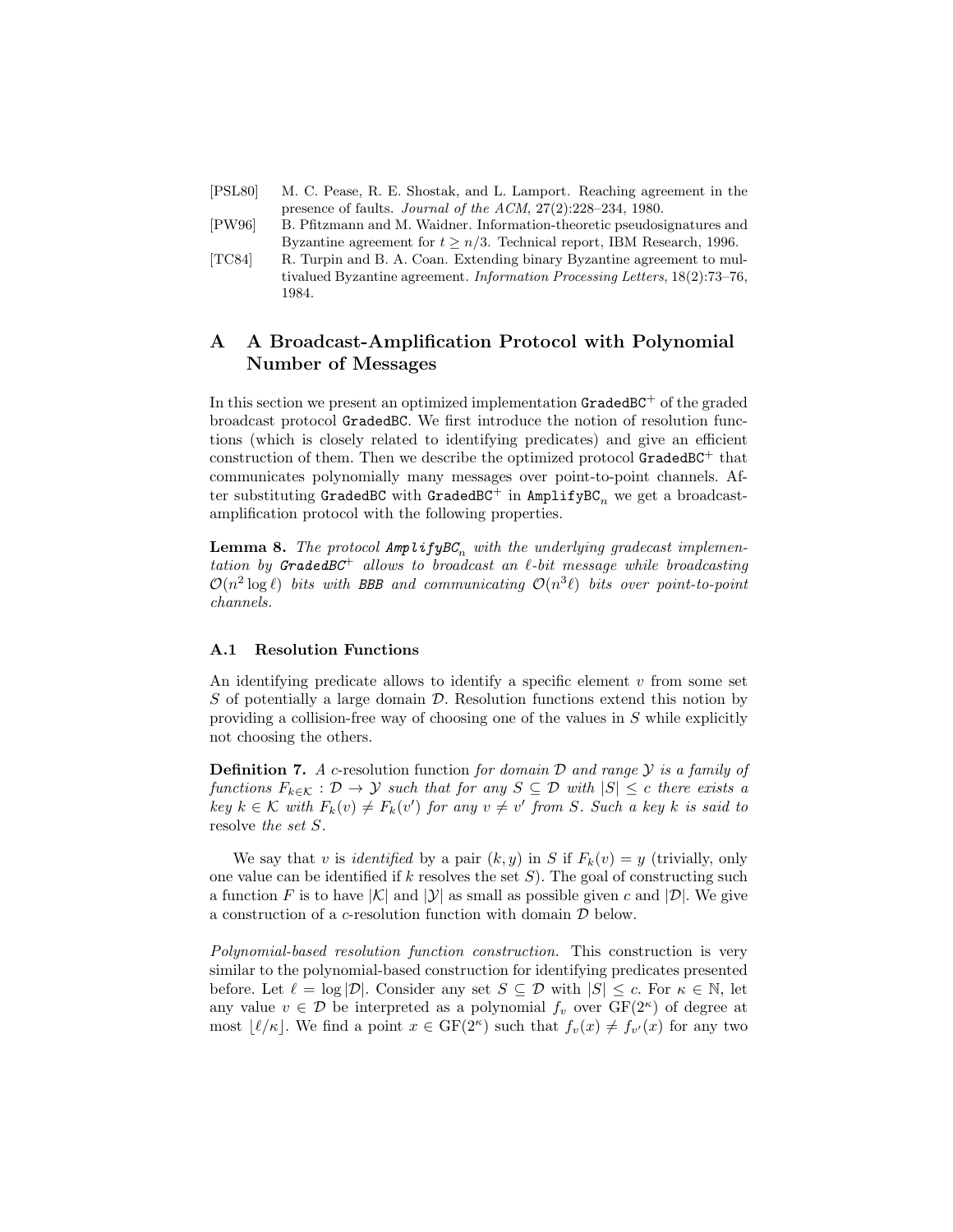[PSL80] M. C. Pease, R. E. Shostak, and L. Lamport. Reaching agreement in the presence of faults. *Journal of the ACM*, 27(2):228–234, 1980.

[PW96] B. Pfitzmann and M. Waidner. Information-theoretic pseudosignatures and Byzantine agreement for $t \geq n/3$. Technical report, IBM Research, 1996.

[TC84] R. Turpin and B. A. Coan. Extending binary Byzantine agreement to multivalued Byzantine agreement. *Information Processing Letters*, 18(2):73–76, 1984.

# A A Broadcast-Amplification Protocol with Polynomial Number of Messages

In this section we present an optimized implementation $\texttt{GradedBC}^+$ of the graded broadcast protocol $\texttt{GradedBC}$. We first introduce the notion of resolution functions (which is closely related to identifying predicates) and give an efficient construction of them. Then we describe the optimized protocol $\texttt{GradedBC}^+$ that communicates polynomially many messages over point-to-point channels. After substituting $\texttt{GradedBC}$ with $\texttt{GradedBC}^+$ in $\texttt{AmplifyBC}_n$ we get a broadcast-amplification protocol with the following properties.

**Lemma 8.** *The protocol $\texttt{AmplifyBC}_n$ with the underlying gradecast implementation by $\texttt{GradedBC}^+$ allows to broadcast an $\ell$-bit message while broadcasting $\mathcal{O}(n^2 \log \ell)$ bits with BBB and communicating $\mathcal{O}(n^3 \ell)$ bits over point-to-point channels.*

## A.1 Resolution Functions

An identifying predicate allows to identify a specific element $v$ from some set $S$ of potentially a large domain $\mathcal{D}$. Resolution functions extend this notion by providing a collision-free way of choosing one of the values in $S$ while explicitly not choosing the others.

**Definition 7.** *A c-*resolution function *for domain $\mathcal{D}$ and range $\mathcal{Y}$ is a family of functions $F_{k \in \mathcal{K}} : \mathcal{D} \to \mathcal{Y}$ such that for any $S \subseteq \mathcal{D}$ with $|S| \leq c$ there exists a key $k \in \mathcal{K}$ with $F_k(v) \neq F_k(v')$ for any $v \neq v'$ from $S$. Such a key $k$ is said to* resolve *the set $S$.*

We say that $v$ is *identified* by a pair $(k, y)$ in $S$ if $F_k(v) = y$ (trivially, only one value can be identified if $k$ resolves the set $S$). The goal of constructing such a function $F$ is to have $|\mathcal{K}|$ and $|\mathcal{Y}|$ as small as possible given $c$ and $|\mathcal{D}|$. We give a construction of a $c$-resolution function with domain $\mathcal{D}$ below.

*Polynomial-based resolution function construction.* This construction is very similar to the polynomial-based construction for identifying predicates presented before. Let $\ell = \log |\mathcal{D}|$. Consider any set $S \subseteq \mathcal{D}$ with $|S| \leq c$. For $\kappa \in \mathbb{N}$, let any value $v \in \mathcal{D}$ be interpreted as a polynomial $f_v$ over $\mathrm{GF}(2^\kappa)$ of degree at most $\lfloor \ell/\kappa \rfloor$. We find a point $x \in \mathrm{GF}(2^\kappa)$ such that $f_v(x) \neq f_{v'}(x)$ for any two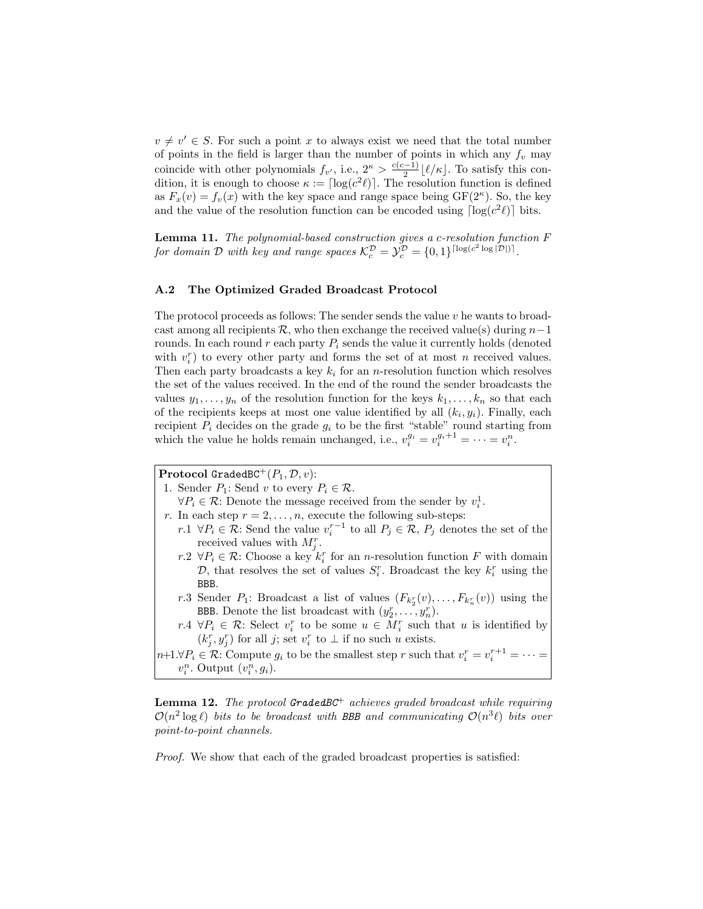$v \neq v' \in S$. For such a point $x$ to always exist we need that the total number of points in the field is larger than the number of points in which any $f_v$ may coincide with other polynomials $f_{v'}$, i.e., $2^\kappa > \frac{c(c-1)}{2} \lfloor \ell/\kappa \rfloor$. To satisfy this condition, it is enough to choose $\kappa := \lceil \log(c^2 \ell) \rceil$. The resolution function is defined as $F_x(v) = f_v(x)$ with the key space and range space being $\mathrm{GF}(2^\kappa)$. So, the key and the value of the resolution function can be encoded using $\lceil \log(c^2 \ell) \rceil$ bits.

**Lemma 11.** *The polynomial-based construction gives a c-resolution function $F$ for domain $\mathcal{D}$ with key and range spaces $\mathcal{K}_c^{\mathcal{D}} = \mathcal{Y}_c^{\mathcal{D}} = \{0,1\}^{\lceil \log(c^2 \log |\mathcal{D}|) \rceil}$.*

### A.2 The Optimized Graded Broadcast Protocol

The protocol proceeds as follows: The sender sends the value $v$ he wants to broadcast among all recipients $\mathcal{R}$, who then exchange the received value(s) during $n-1$ rounds. In each round $r$ each party $P_i$ sends the value it currently holds (denoted with $v_i^r$) to every other party and forms the set of at most $n$ received values. Then each party broadcasts a key $k_i$ for an $n$-resolution function which resolves the set of the values received. In the end of the round the sender broadcasts the values $y_1, \ldots, y_n$ of the resolution function for the keys $k_1, \ldots, k_n$ so that each of the recipients keeps at most one value identified by all $(k_i, y_i)$. Finally, each recipient $P_i$ decides on the grade $g_i$ to be the first "stable" round starting from which the value he holds remain unchanged, i.e., $v_i^{g_i} = v_i^{g_i+1} = \cdots = v_i^n$.

**Protocol** $\texttt{GradedBC}^+(P_1, \mathcal{D}, v)$:

1. Sender $P_1$: Send $v$ to every $P_i \in \mathcal{R}$.
   $\forall P_i \in \mathcal{R}$: Denote the message received from the sender by $v_i^1$.

$r$. In each step $r = 2, \ldots, n$, execute the following sub-steps:
   - $r.1$ $\forall P_i \in \mathcal{R}$: Send the value $v_i^{r-1}$ to all $P_j \in \mathcal{R}$, $P_j$ denotes the set of the received values with $M_j^r$.
   - $r.2$ $\forall P_i \in \mathcal{R}$: Choose a key $k_i^r$ for an $n$-resolution function $F$ with domain $\mathcal{D}$, that resolves the set of values $S_i^r$. Broadcast the key $k_i^r$ using the BBB.
   - $r.3$ Sender $P_1$: Broadcast a list of values $(F_{k_2^r}(v), \ldots, F_{k_n^r}(v))$ using the BBB. Denote the list broadcast with $(y_2^r, \ldots, y_n^r)$.
   - $r.4$ $\forall P_i \in \mathcal{R}$: Select $v_i^r$ to be some $u \in M_i^r$ such that $u$ is identified by $(k_j^r, y_j^r)$ for all $j$; set $v_i^r$ to $\bot$ if no such $u$ exists.

$n+1$. $\forall P_i \in \mathcal{R}$: Compute $g_i$ to be the smallest step $r$ such that $v_i^r = v_i^{r+1} = \cdots = v_i^n$. Output $(v_i^n, g_i)$.

**Lemma 12.** *The protocol $\texttt{GradedBC}^+$ achieves graded broadcast while requiring $\mathcal{O}(n^2 \log \ell)$ bits to be broadcast with BBB and communicating $\mathcal{O}(n^3 \ell)$ bits over point-to-point channels.*

*Proof.* We show that each of the graded broadcast properties is satisfied: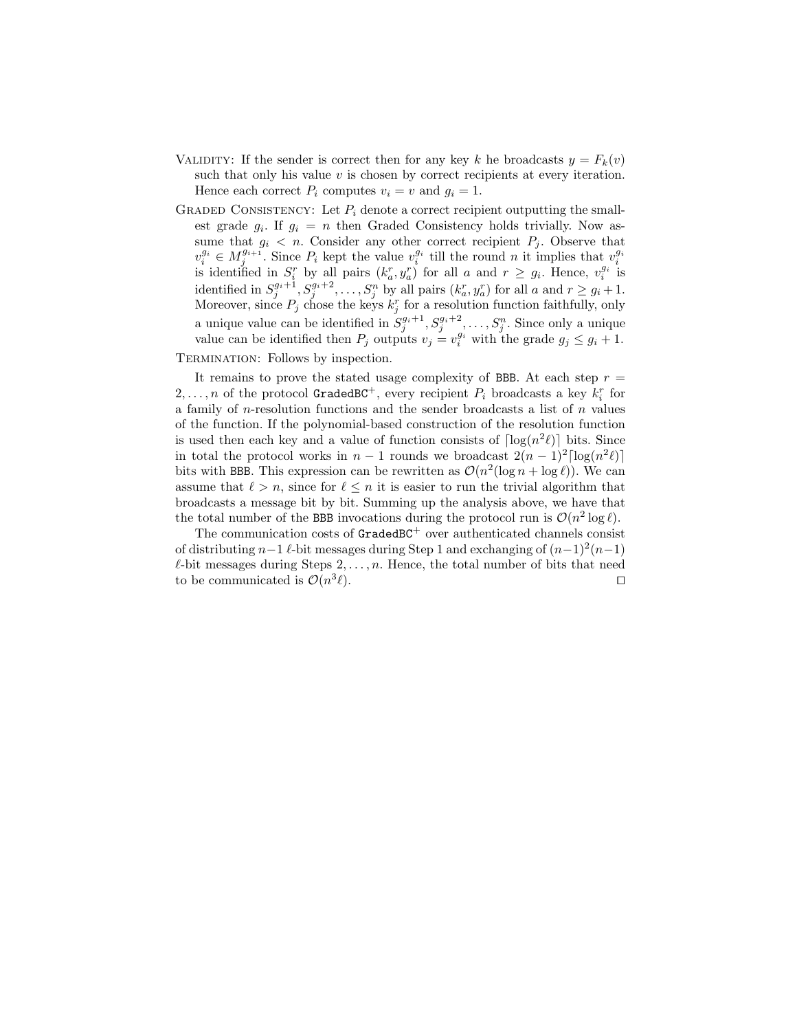VALIDITY: If the sender is correct then for any key $k$ he broadcasts $y = F_k(v)$ such that only his value $v$ is chosen by correct recipients at every iteration. Hence each correct $P_i$ computes $v_i = v$ and $g_i = 1$.

GRADED CONSISTENCY: Let $P_i$ denote a correct recipient outputting the smallest grade $g_i$. If $g_i = n$ then Graded Consistency holds trivially. Now assume that $g_i < n$. Consider any other correct recipient $P_j$. Observe that $v_i^{g_i} \in M_j^{g_i+1}$. Since $P_i$ kept the value $v_i^{g_i}$ till the round $n$ it implies that $v_i^{g_i}$ is identified in $S_i^r$ by all pairs $(k_a^r, y_a^r)$ for all $a$ and $r \geq g_i$. Hence, $v_i^{g_i}$ is identified in $S_j^{g_i+1}, S_j^{g_i+2}, \ldots, S_j^n$ by all pairs $(k_a^r, y_a^r)$ for all $a$ and $r \geq g_i + 1$. Moreover, since $P_j$ chose the keys $k_j^r$ for a resolution function faithfully, only a unique value can be identified in $S_j^{g_i+1}, S_j^{g_i+2}, \ldots, S_j^n$. Since only a unique value can be identified then $P_j$ outputs $v_j = v_i^{g_i}$ with the grade $g_j \leq g_i + 1$.

TERMINATION: Follows by inspection.

It remains to prove the stated usage complexity of BBB. At each step $r = 2, \ldots, n$ of the protocol $\texttt{GradedBC}^+$, every recipient $P_i$ broadcasts a key $k_i^r$ for a family of $n$-resolution functions and the sender broadcasts a list of $n$ values of the function. If the polynomial-based construction of the resolution function is used then each key and a value of function consists of $\lceil \log(n^2\ell) \rceil$ bits. Since in total the protocol works in $n-1$ rounds we broadcast $2(n-1)^2\lceil \log(n^2\ell) \rceil$ bits with BBB. This expression can be rewritten as $\mathcal{O}(n^2(\log n + \log \ell))$. We can assume that $\ell > n$, since for $\ell \leq n$ it is easier to run the trivial algorithm that broadcasts a message bit by bit. Summing up the analysis above, we have that the total number of the BBB invocations during the protocol run is $\mathcal{O}(n^2 \log \ell)$.

The communication costs of $\texttt{GradedBC}^+$ over authenticated channels consist of distributing $n-1$ $\ell$-bit messages during Step 1 and exchanging of $(n-1)^2(n-1)$ $\ell$-bit messages during Steps $2, \ldots, n$. Hence, the total number of bits that need to be communicated is $\mathcal{O}(n^3\ell)$. ◻